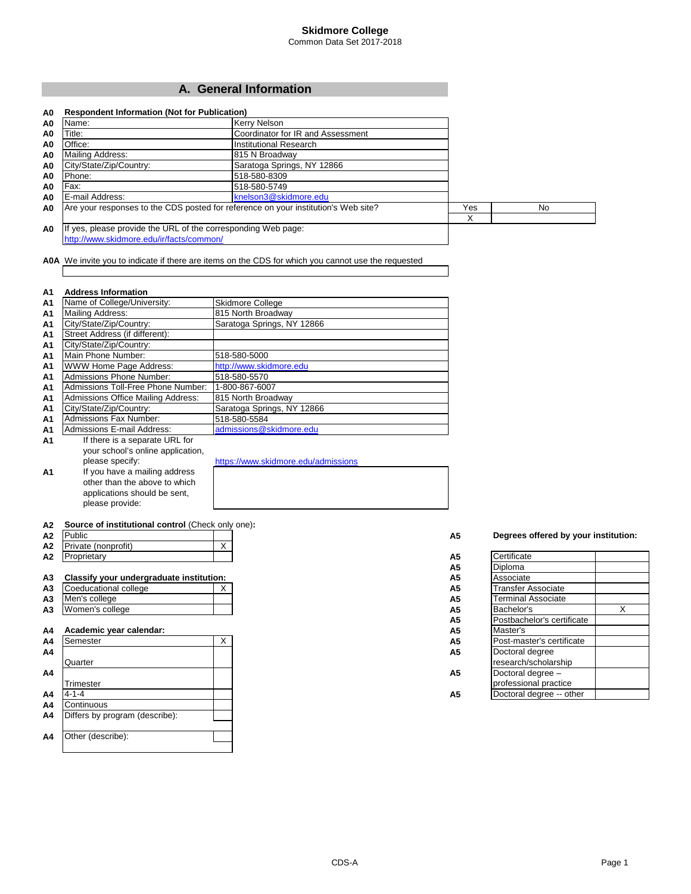# Skidmore College

Common Data Set 2017-2018

## A. General Information

**A0 Respondent Information (Not for Publication)**

| | | |
|---|---|---|
| A0 | Name: | Kerry Nelson |
| A0 | Title: | Coordinator for IR and Assessment |
| A0 | Office: | Institutional Research |
| A0 | Mailing Address: | 815 N Broadway |
| A0 | City/State/Zip/Country: | Saratoga Springs, NY 12866 |
| A0 | Phone: | 518-580-8309 |
| A0 | Fax: | 518-580-5749 |
| A0 | E-mail Address: | knelson3@skidmore.edu |

| | | Yes | No |
|---|---|---|---|
| A0 | Are your responses to the CDS posted for reference on your institution's Web site? | X | |

A0 If yes, please provide the URL of the corresponding Web page:
http://www.skidmore.edu/ir/facts/common/

A0A We invite you to indicate if there are items on the CDS for which you cannot use the requested

**A1 Address Information**

| | | |
|---|---|---|
| A1 | Name of College/University: | Skidmore College |
| A1 | Mailing Address: | 815 North Broadway |
| A1 | City/State/Zip/Country: | Saratoga Springs, NY 12866 |
| A1 | Street Address (if different): | |
| A1 | City/State/Zip/Country: | |
| A1 | Main Phone Number: | 518-580-5000 |
| A1 | WWW Home Page Address: | http://www.skidmore.edu |
| A1 | Admissions Phone Number: | 518-580-5570 |
| A1 | Admissions Toll-Free Phone Number: | 1-800-867-6007 |
| A1 | Admissions Office Mailing Address: | 815 North Broadway |
| A1 | City/State/Zip/Country: | Saratoga Springs, NY 12866 |
| A1 | Admissions Fax Number: | 518-580-5584 |
| A1 | Admissions E-mail Address: | admissions@skidmore.edu |
| A1 | If there is a separate URL for your school's online application, please specify: | https://www.skidmore.edu/admissions |
| A1 | If you have a mailing address other than the above to which applications should be sent, please provide: | |

**A2 Source of institutional control** (Check only one)**:**

| | | |
|---|---|---|
| A2 | Public | |
| A2 | Private (nonprofit) | X |
| A2 | Proprietary | |

**A3 Classify your undergraduate institution:**

| | | |
|---|---|---|
| A3 | Coeducational college | X |
| A3 | Men's college | |
| A3 | Women's college | |

**A4 Academic year calendar:**

| | | |
|---|---|---|
| A4 | Semester | X |
| A4 | Quarter | |
| A4 | Trimester | |
| A4 | 4-1-4 | |
| A4 | Continuous | |
| A4 | Differs by program (describe): | |
| A4 | Other (describe): | |

**A5 Degrees offered by your institution:**

| | | |
|---|---|---|
| A5 | Certificate | |
| A5 | Diploma | |
| A5 | Associate | |
| A5 | Transfer Associate | |
| A5 | Terminal Associate | |
| A5 | Bachelor's | X |
| A5 | Postbachelor's certificate | |
| A5 | Master's | |
| A5 | Post-master's certificate | |
| A5 | Doctoral degree research/scholarship | |
| A5 | Doctoral degree – professional practice | |
| A5 | Doctoral degree -- other | |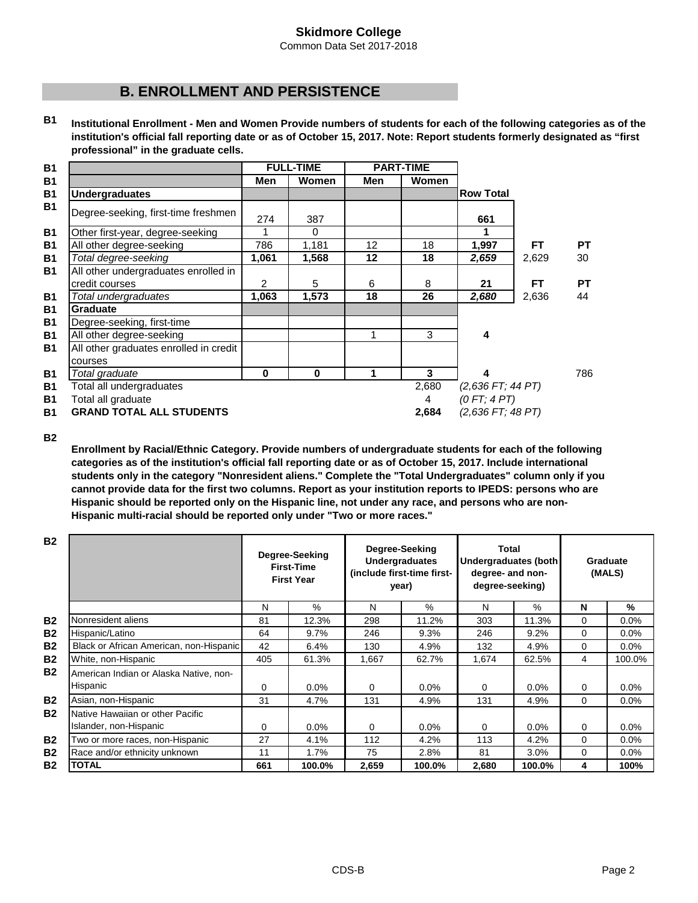Skidmore College
Common Data Set 2017-2018

## B. ENROLLMENT AND PERSISTENCE

**B1** **Institutional Enrollment - Men and Women Provide numbers of students for each of the following categories as of the institution's official fall reporting date or as of October 15, 2017. Note: Report students formerly designated as "first professional" in the graduate cells.**

| | FULL-TIME | | PART-TIME | | | | |
|---|---|---|---|---|---|---|---|
| | Men | Women | Men | Women | | | |
| **Undergraduates** | | | | | **Row Total** | | |
| Degree-seeking, first-time freshmen | 274 | 387 | | | **661** | | |
| Other first-year, degree-seeking | 1 | 0 | | | **1** | | |
| All other degree-seeking | 786 | 1,181 | 12 | 18 | **1,997** | **FT** | **PT** |
| *Total degree-seeking* | **1,061** | **1,568** | **12** | **18** | ***2,659*** | 2,629 | 30 |
| All other undergraduates enrolled in credit courses | 2 | 5 | 6 | 8 | **21** | **FT** | **PT** |
| *Total undergraduates* | **1,063** | **1,573** | **18** | **26** | ***2,680*** | 2,636 | 44 |
| **Graduate** | | | | | | | |
| Degree-seeking, first-time | | | | | | | |
| All other degree-seeking | | | 1 | 3 | **4** | | |
| All other graduates enrolled in credit courses | | | | | | | |
| *Total graduate* | **0** | **0** | **1** | **3** | **4** | | 786 |
| Total all undergraduates | | | | 2,680 | *(2,636 FT; 44 PT)* | | |
| Total all graduate | | | | 4 | *(0 FT; 4 PT)* | | |
| **GRAND TOTAL ALL STUDENTS** | | | | **2,684** | *(2,636 FT; 48 PT)* | | |

**B2** **Enrollment by Racial/Ethnic Category. Provide numbers of undergraduate students for each of the following categories as of the institution's official fall reporting date or as of October 15, 2017. Include international students only in the category "Nonresident aliens." Complete the "Total Undergraduates" column only if you cannot provide data for the first two columns. Report as your institution reports to IPEDS: persons who are Hispanic should be reported only on the Hispanic line, not under any race, and persons who are non-Hispanic multi-racial should be reported only under "Two or more races."**

| | Degree-Seeking First-Time First Year | | Degree-Seeking Undergraduates (include first-time first-year) | | Total Undergraduates (both degree- and non-degree-seeking) | | Graduate (MALS) | |
|---|---|---|---|---|---|---|---|---|
| | N | % | N | % | N | % | **N** | **%** |
| Nonresident aliens | 81 | 12.3% | 298 | 11.2% | 303 | 11.3% | 0 | 0.0% |
| Hispanic/Latino | 64 | 9.7% | 246 | 9.3% | 246 | 9.2% | 0 | 0.0% |
| Black or African American, non-Hispanic | 42 | 6.4% | 130 | 4.9% | 132 | 4.9% | 0 | 0.0% |
| White, non-Hispanic | 405 | 61.3% | 1,667 | 62.7% | 1,674 | 62.5% | 4 | 100.0% |
| American Indian or Alaska Native, non-Hispanic | 0 | 0.0% | 0 | 0.0% | 0 | 0.0% | 0 | 0.0% |
| Asian, non-Hispanic | 31 | 4.7% | 131 | 4.9% | 131 | 4.9% | 0 | 0.0% |
| Native Hawaiian or other Pacific Islander, non-Hispanic | 0 | 0.0% | 0 | 0.0% | 0 | 0.0% | 0 | 0.0% |
| Two or more races, non-Hispanic | 27 | 4.1% | 112 | 4.2% | 113 | 4.2% | 0 | 0.0% |
| Race and/or ethnicity unknown | 11 | 1.7% | 75 | 2.8% | 81 | 3.0% | 0 | 0.0% |
| **TOTAL** | **661** | **100.0%** | **2,659** | **100.0%** | **2,680** | **100.0%** | **4** | **100%** |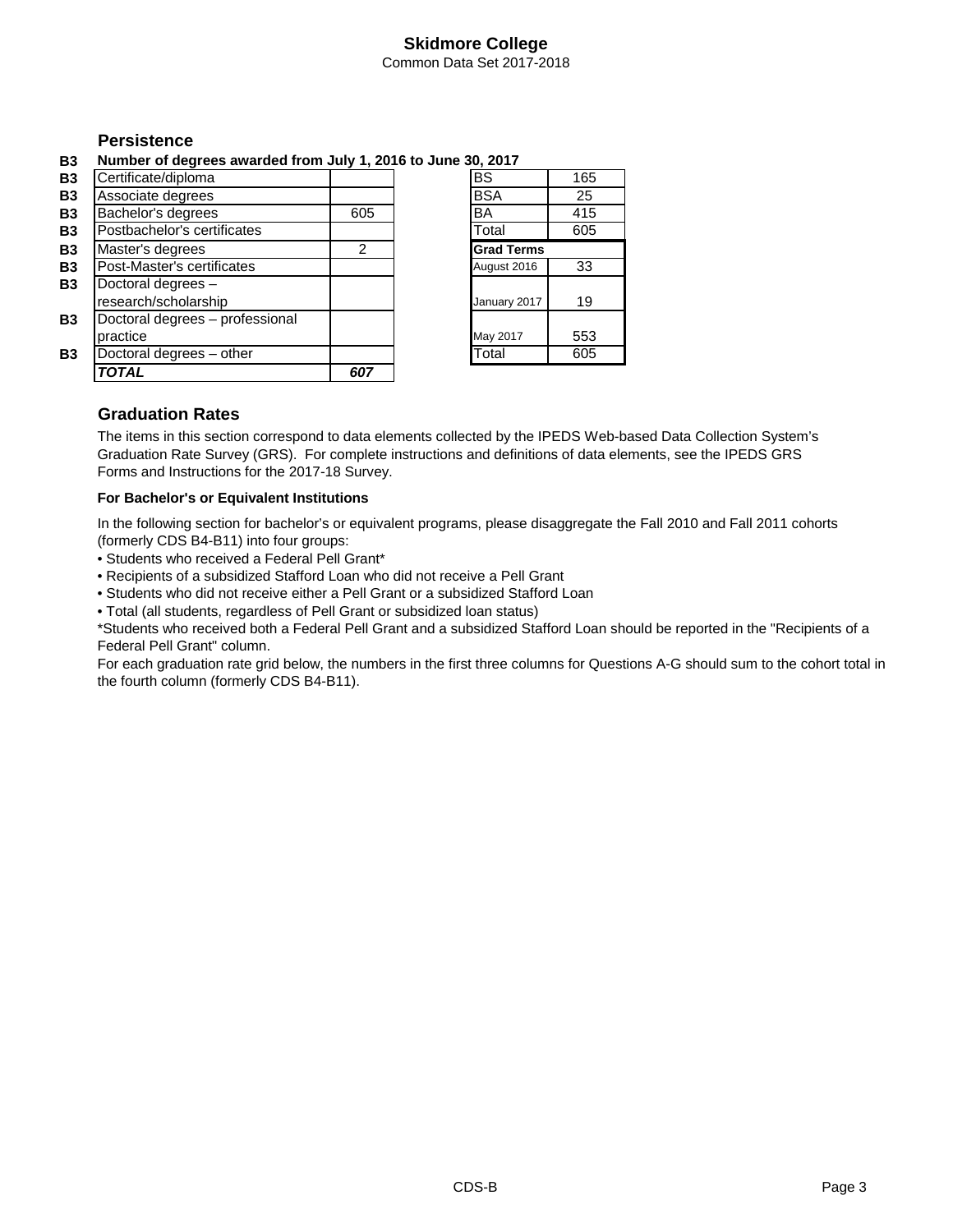## Persistence

**B3 Number of degrees awarded from July 1, 2016 to June 30, 2017**

| | | |
|---|---|---|
| B3 | Certificate/diploma | |
| B3 | Associate degrees | |
| B3 | Bachelor's degrees | 605 |
| B3 | Postbachelor's certificates | |
| B3 | Master's degrees | 2 |
| B3 | Post-Master's certificates | |
| B3 | Doctoral degrees – research/scholarship | |
| B3 | Doctoral degrees – professional practice | |
| B3 | Doctoral degrees – other | |
| | ***TOTAL*** | ***607*** |

| | |
|---|---|
| BS | 165 |
| BSA | 25 |
| BA | 415 |
| Total | 605 |
| **Grad Terms** | |
| August 2016 | 33 |
| January 2017 | 19 |
| May 2017 | 553 |
| Total | 605 |

## Graduation Rates

The items in this section correspond to data elements collected by the IPEDS Web-based Data Collection System's Graduation Rate Survey (GRS). For complete instructions and definitions of data elements, see the IPEDS GRS Forms and Instructions for the 2017-18 Survey.

**For Bachelor's or Equivalent Institutions**

In the following section for bachelor's or equivalent programs, please disaggregate the Fall 2010 and Fall 2011 cohorts (formerly CDS B4-B11) into four groups:

- Students who received a Federal Pell Grant*
- Recipients of a subsidized Stafford Loan who did not receive a Pell Grant
- Students who did not receive either a Pell Grant or a subsidized Stafford Loan
- Total (all students, regardless of Pell Grant or subsidized loan status)

*Students who received both a Federal Pell Grant and a subsidized Stafford Loan should be reported in the "Recipients of a Federal Pell Grant" column.

For each graduation rate grid below, the numbers in the first three columns for Questions A-G should sum to the cohort total in the fourth column (formerly CDS B4-B11).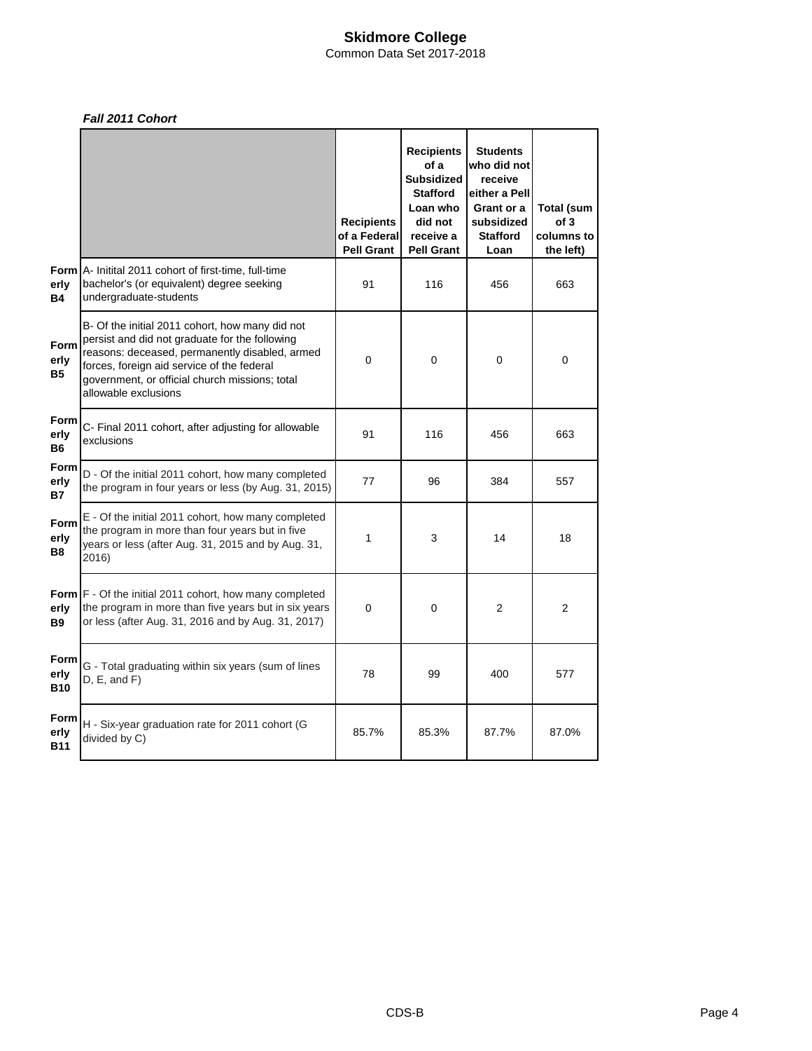***Fall 2011 Cohort***

| | | Recipients of a Federal Pell Grant | Recipients of a Subsidized Stafford Loan who did not receive a Pell Grant | Students who did not receive either a Pell Grant or a subsidized Stafford Loan | Total (sum of 3 columns to the left) |
|---|---|---|---|---|---|
| Formerly B4 | A- Initital 2011 cohort of first-time, full-time bachelor's (or equivalent) degree seeking undergraduate-students | 91 | 116 | 456 | 663 |
| Formerly B5 | B- Of the initial 2011 cohort, how many did not persist and did not graduate for the following reasons: deceased, permanently disabled, armed forces, foreign aid service of the federal government, or official church missions; total allowable exclusions | 0 | 0 | 0 | 0 |
| Formerly B6 | C- Final 2011 cohort, after adjusting for allowable exclusions | 91 | 116 | 456 | 663 |
| Formerly B7 | D - Of the initial 2011 cohort, how many completed the program in four years or less (by Aug. 31, 2015) | 77 | 96 | 384 | 557 |
| Formerly B8 | E - Of the initial 2011 cohort, how many completed the program in more than four years but in five years or less (after Aug. 31, 2015 and by Aug. 31, 2016) | 1 | 3 | 14 | 18 |
| Formerly B9 | F - Of the initial 2011 cohort, how many completed the program in more than five years but in six years or less (after Aug. 31, 2016 and by Aug. 31, 2017) | 0 | 0 | 2 | 2 |
| Formerly B10 | G - Total graduating within six years (sum of lines D, E, and F) | 78 | 99 | 400 | 577 |
| Formerly B11 | H - Six-year graduation rate for 2011 cohort (G divided by C) | 85.7% | 85.3% | 87.7% | 87.0% |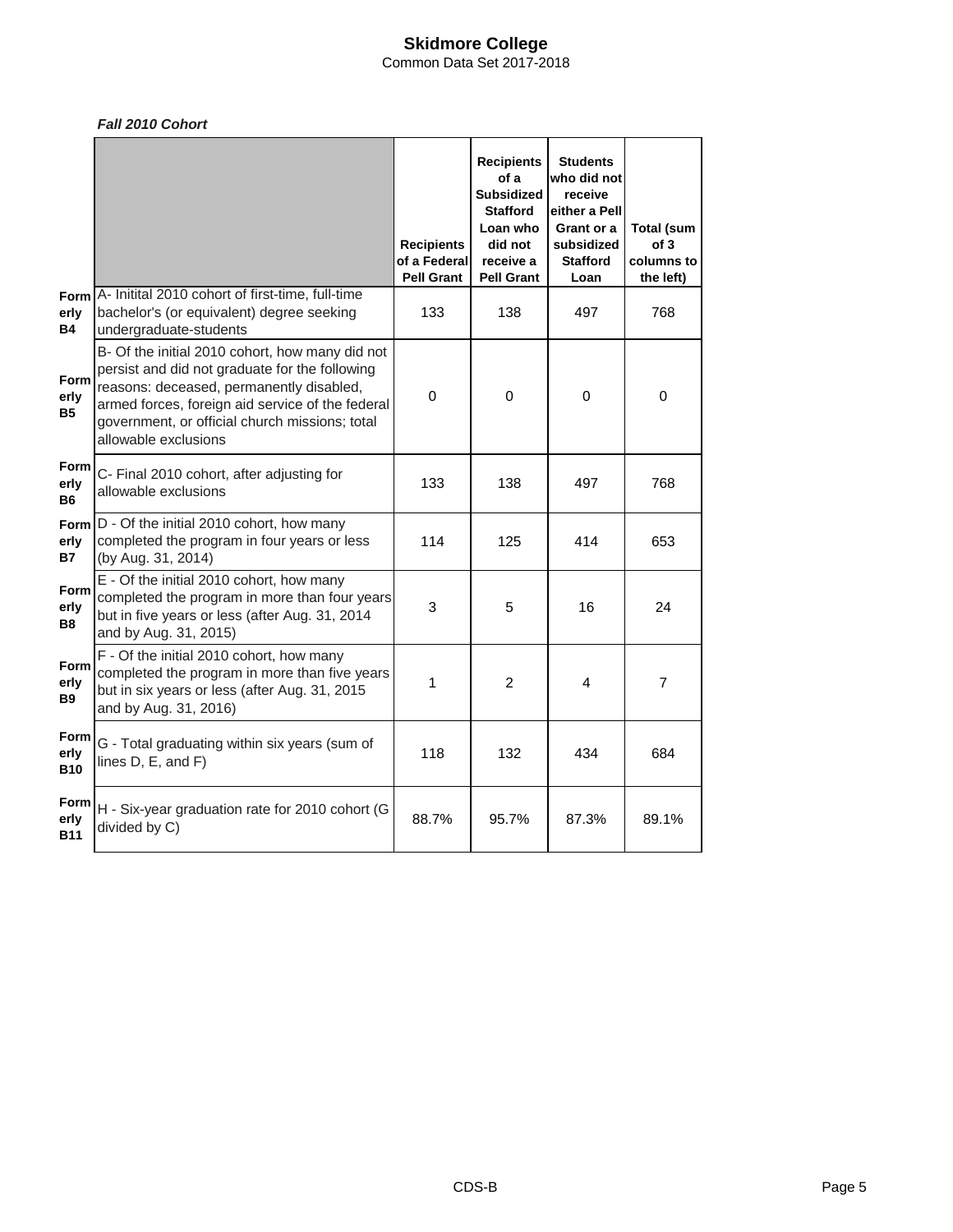# Skidmore College
Common Data Set 2017-2018

***Fall 2010 Cohort***

| | | Recipients of a Federal Pell Grant | Recipients of a Subsidized Stafford Loan who did not receive a Pell Grant | Students who did not receive either a Pell Grant or a subsidized Stafford Loan | Total (sum of 3 columns to the left) |
|---|---|---|---|---|---|
| Formerly B4 | A- Initital 2010 cohort of first-time, full-time bachelor's (or equivalent) degree seeking undergraduate-students | 133 | 138 | 497 | 768 |
| Formerly B5 | B- Of the initial 2010 cohort, how many did not persist and did not graduate for the following reasons: deceased, permanently disabled, armed forces, foreign aid service of the federal government, or official church missions; total allowable exclusions | 0 | 0 | 0 | 0 |
| Formerly B6 | C- Final 2010 cohort, after adjusting for allowable exclusions | 133 | 138 | 497 | 768 |
| Formerly B7 | D - Of the initial 2010 cohort, how many completed the program in four years or less (by Aug. 31, 2014) | 114 | 125 | 414 | 653 |
| Formerly B8 | E - Of the initial 2010 cohort, how many completed the program in more than four years but in five years or less (after Aug. 31, 2014 and by Aug. 31, 2015) | 3 | 5 | 16 | 24 |
| Formerly B9 | F - Of the initial 2010 cohort, how many completed the program in more than five years but in six years or less (after Aug. 31, 2015 and by Aug. 31, 2016) | 1 | 2 | 4 | 7 |
| Formerly B10 | G - Total graduating within six years (sum of lines D, E, and F) | 118 | 132 | 434 | 684 |
| Formerly B11 | H - Six-year graduation rate for 2010 cohort (G divided by C) | 88.7% | 95.7% | 87.3% | 89.1% |

CDS-B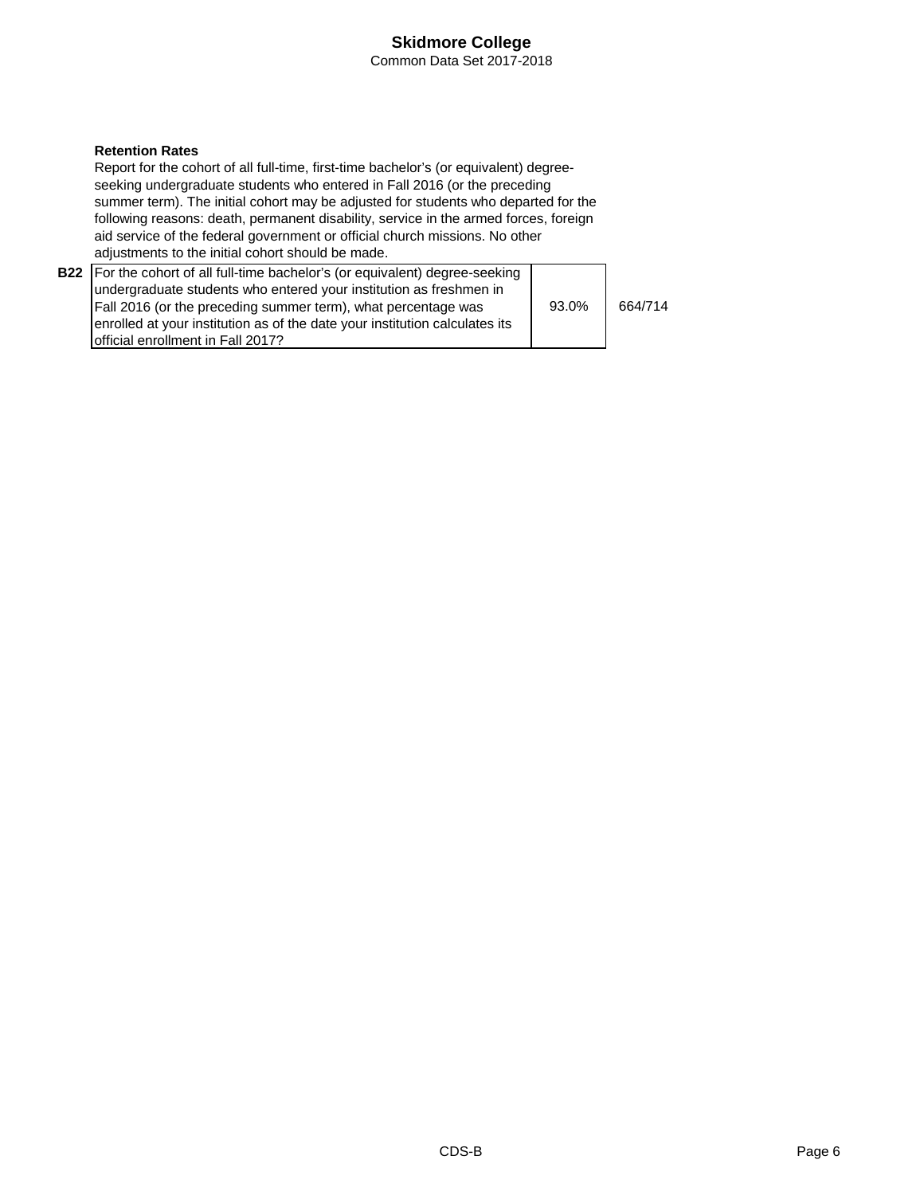### Retention Rates

Report for the cohort of all full-time, first-time bachelor's (or equivalent) degree-seeking undergraduate students who entered in Fall 2016 (or the preceding summer term). The initial cohort may be adjusted for students who departed for the following reasons: death, permanent disability, service in the armed forces, foreign aid service of the federal government or official church missions. No other adjustments to the initial cohort should be made.

| | | | |
|---|---|---|---|
| B22 | For the cohort of all full-time bachelor's (or equivalent) degree-seeking undergraduate students who entered your institution as freshmen in Fall 2016 (or the preceding summer term), what percentage was enrolled at your institution as of the date your institution calculates its official enrollment in Fall 2017? | 93.0% | 664/714 |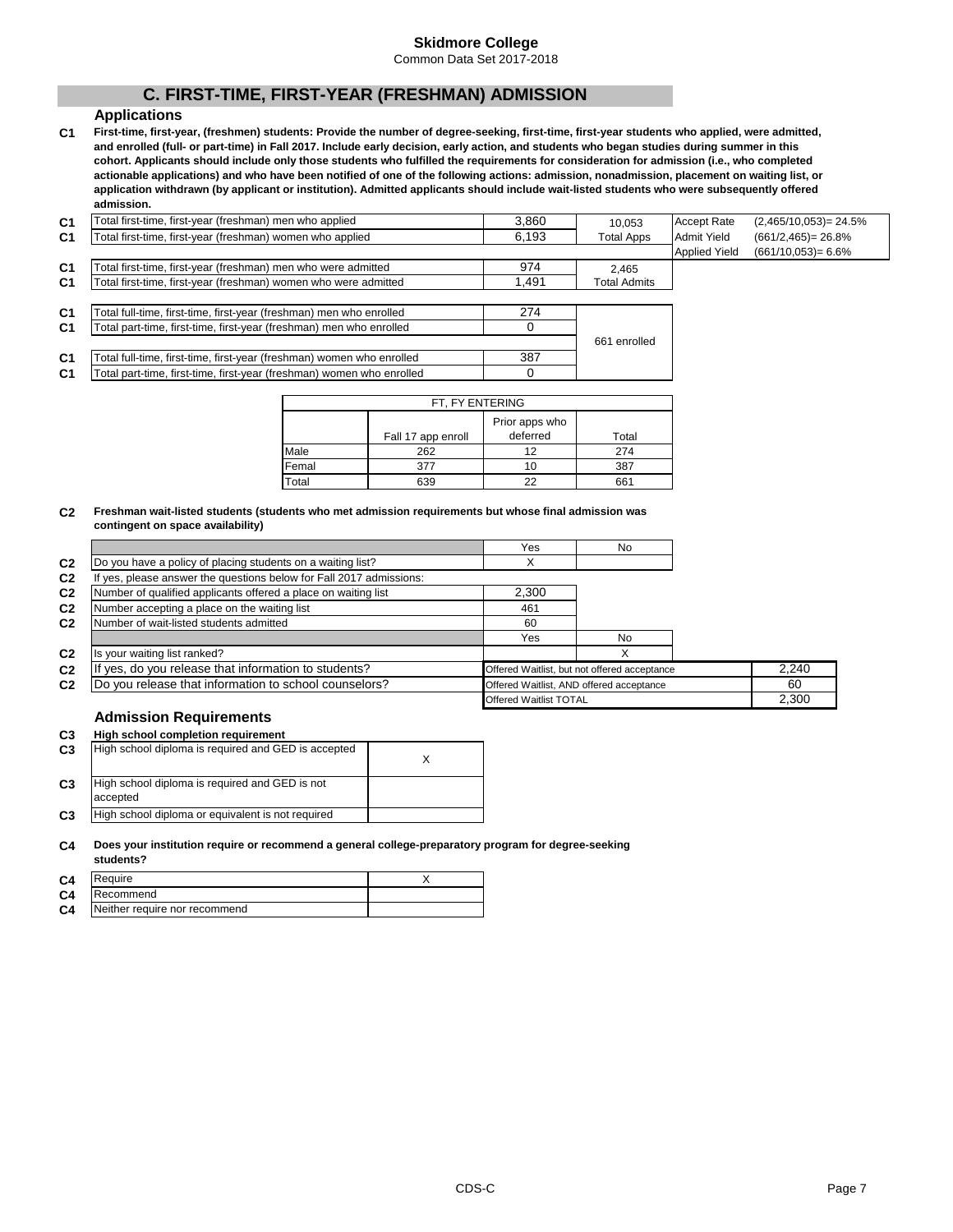**Skidmore College**
Common Data Set 2017-2018

## C. FIRST-TIME, FIRST-YEAR (FRESHMAN) ADMISSION

### Applications

**C1 First-time, first-year, (freshmen) students: Provide the number of degree-seeking, first-time, first-year students who applied, were admitted, and enrolled (full- or part-time) in Fall 2017. Include early decision, early action, and students who began studies during summer in this cohort. Applicants should include only those students who fulfilled the requirements for consideration for admission (i.e., who completed actionable applications) and who have been notified of one of the following actions: admission, nonadmission, placement on waiting list, or application withdrawn (by applicant or institution). Admitted applicants should include wait-listed students who were subsequently offered admission.**

| | | | | | |
|---|---|---|---|---|---|
| C1 | Total first-time, first-year (freshman) men who applied | 3,860 | 10,053 Total Apps | Accept Rate | (2,465/10,053)= 24.5% |
| C1 | Total first-time, first-year (freshman) women who applied | 6,193 | | Admit Yield | (661/2,465)= 26.8% |
| | | | | Applied Yield | (661/10,053)= 6.6% |
| C1 | Total first-time, first-year (freshman) men who were admitted | 974 | 2,465 Total Admits | | |
| C1 | Total first-time, first-year (freshman) women who were admitted | 1,491 | | | |
| C1 | Total full-time, first-time, first-year (freshman) men who enrolled | 274 | 661 enrolled | | |
| C1 | Total part-time, first-time, first-year (freshman) men who enrolled | 0 | | | |
| C1 | Total full-time, first-time, first-year (freshman) women who enrolled | 387 | | | |
| C1 | Total part-time, first-time, first-year (freshman) women who enrolled | 0 | | | |

| FT, FY ENTERING | | | |
|---|---|---|---|
| | Fall 17 app enroll | Prior apps who deferred | Total |
| Male | 262 | 12 | 274 |
| Femal | 377 | 10 | 387 |
| Total | 639 | 22 | 661 |

**C2 Freshman wait-listed students (students who met admission requirements but whose final admission was contingent on space availability)**

| | | Yes | No | | |
|---|---|---|---|---|---|
| C2 | Do you have a policy of placing students on a waiting list? | X | | | |
| C2 | If yes, please answer the questions below for Fall 2017 admissions: | | | | |
| C2 | Number of qualified applicants offered a place on waiting list | 2,300 | | | |
| C2 | Number accepting a place on the waiting list | 461 | | | |
| C2 | Number of wait-listed students admitted | 60 | | | |
| | | Yes | No | | |
| C2 | Is your waiting list ranked? | | X | | |
| C2 | If yes, do you release that information to students? | Offered Waitlist, but not offered acceptance | | | 2,240 |
| C2 | Do you release that information to school counselors? | Offered Waitlist, AND offered acceptance | | | 60 |
| | | Offered Waitlist TOTAL | | | 2,300 |

### Admission Requirements

**C3 High school completion requirement**

| | | |
|---|---|---|
| C3 | High school diploma is required and GED is accepted | X |
| C3 | High school diploma is required and GED is not accepted | |
| C3 | High school diploma or equivalent is not required | |

**C4 Does your institution require or recommend a general college-preparatory program for degree-seeking students?**

| | | |
|---|---|---|
| C4 | Require | X |
| C4 | Recommend | |
| C4 | Neither require nor recommend | |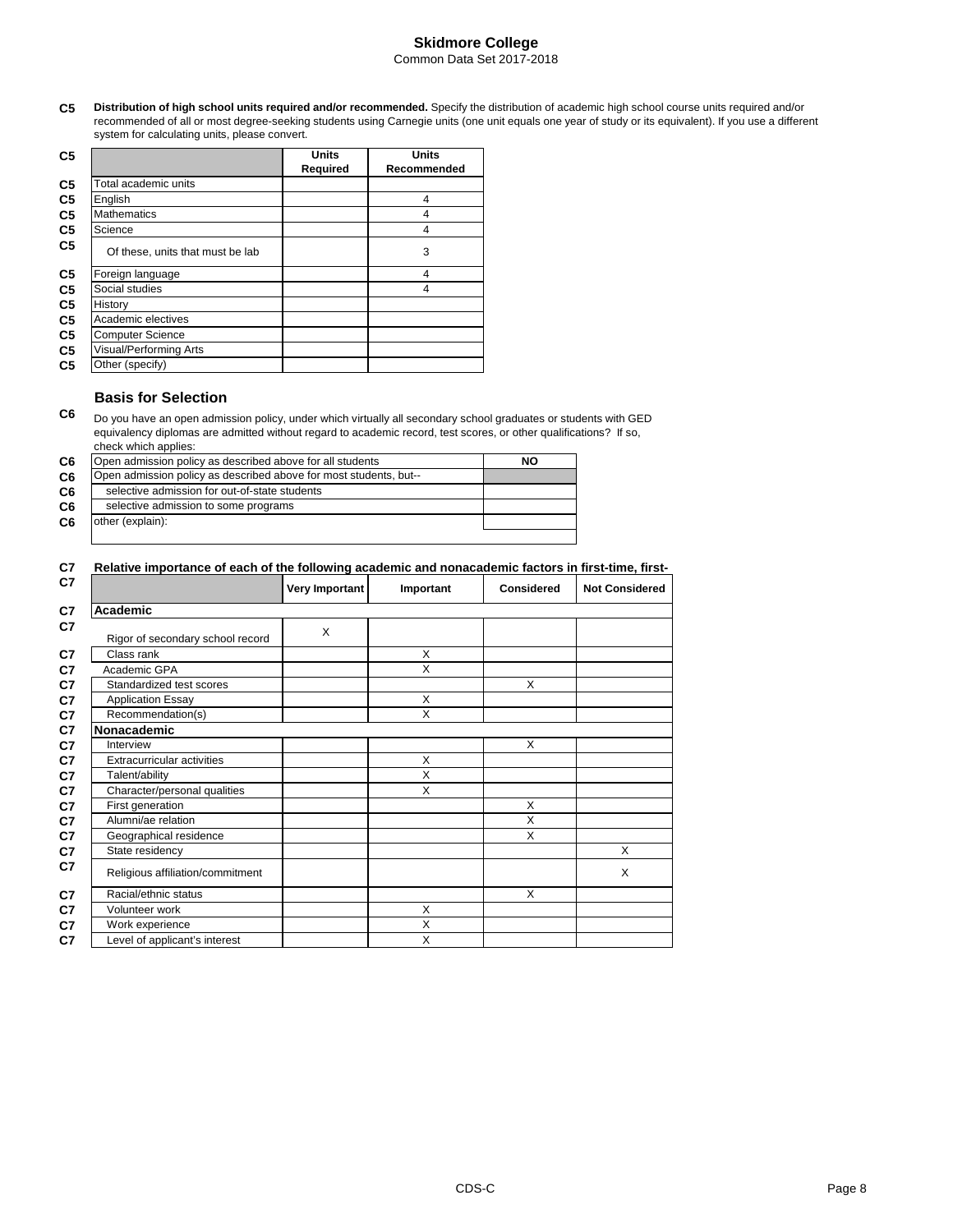**C5** **Distribution of high school units required and/or recommended.** Specify the distribution of academic high school course units required and/or recommended of all or most degree-seeking students using Carnegie units (one unit equals one year of study or its equivalent). If you use a different system for calculating units, please convert.

| | Units Required | Units Recommended |
|---|---|---|
| Total academic units | | |
| English | | 4 |
| Mathematics | | 4 |
| Science | | 4 |
| Of these, units that must be lab | | 3 |
| Foreign language | | 4 |
| Social studies | | 4 |
| History | | |
| Academic electives | | |
| Computer Science | | |
| Visual/Performing Arts | | |
| Other (specify) | | |

## Basis for Selection

**C6** Do you have an open admission policy, under which virtually all secondary school graduates or students with GED equivalency diplomas are admitted without regard to academic record, test scores, or other qualifications? If so, check which applies:

| | |
|---|---|
| Open admission policy as described above for all students | NO |
| Open admission policy as described above for most students, but-- | |
| selective admission for out-of-state students | |
| selective admission to some programs | |
| other (explain): | |

**C7** **Relative importance of each of the following academic and nonacademic factors in first-time, first-**

| | Very Important | Important | Considered | Not Considered |
|---|---|---|---|---|
| **Academic** | | | | |
| Rigor of secondary school record | X | | | |
| Class rank | | X | | |
| Academic GPA | | X | | |
| Standardized test scores | | | X | |
| Application Essay | | X | | |
| Recommendation(s) | | X | | |
| **Nonacademic** | | | | |
| Interview | | | X | |
| Extracurricular activities | | X | | |
| Talent/ability | | X | | |
| Character/personal qualities | | X | | |
| First generation | | | X | |
| Alumni/ae relation | | | X | |
| Geographical residence | | | X | |
| State residency | | | | X |
| Religious affiliation/commitment | | | | X |
| Racial/ethnic status | | | X | |
| Volunteer work | | X | | |
| Work experience | | X | | |
| Level of applicant's interest | | X | | |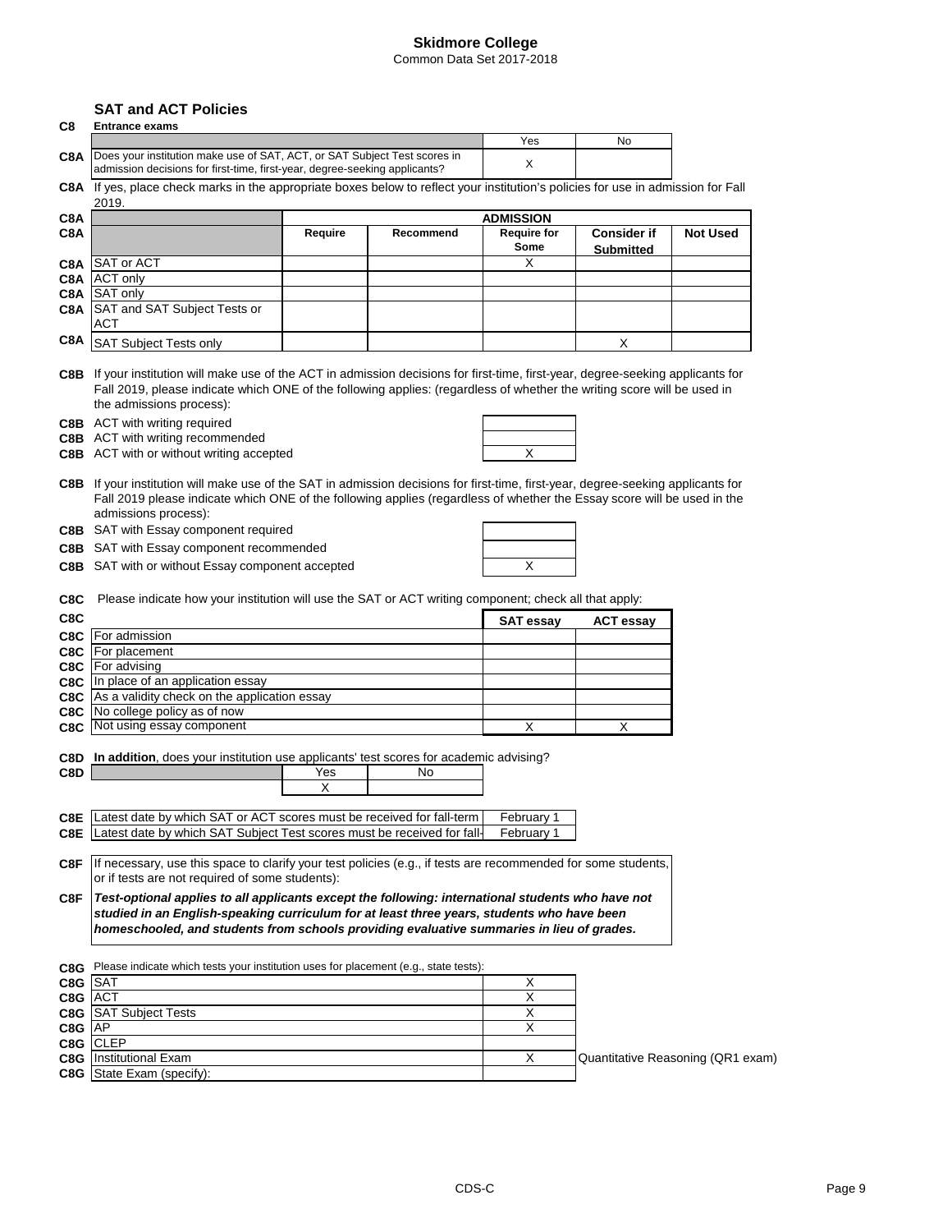# Skidmore College

Common Data Set 2017-2018

## SAT and ACT Policies

**C8 Entrance exams**

| | | Yes | No |
|---|---|---|---|
| C8A | Does your institution make use of SAT, ACT, or SAT Subject Test scores in admission decisions for first-time, first-year, degree-seeking applicants? | X | |

**C8A** If yes, place check marks in the appropriate boxes below to reflect your institution's policies for use in admission for Fall 2019.

| | | ADMISSION | | | | |
|---|---|---|---|---|---|---|
| | | Require | Recommend | Require for Some | Consider if Submitted | Not Used |
| C8A | SAT or ACT | | | X | | |
| C8A | ACT only | | | | | |
| C8A | SAT only | | | | | |
| C8A | SAT and SAT Subject Tests or ACT | | | | | |
| C8A | SAT Subject Tests only | | | | X | |

**C8B** If your institution will make use of the ACT in admission decisions for first-time, first-year, degree-seeking applicants for Fall 2019, please indicate which ONE of the following applies: (regardless of whether the writing score will be used in the admissions process):

| | | |
|---|---|---|
| C8B | ACT with writing required | |
| C8B | ACT with writing recommended | |
| C8B | ACT with or without writing accepted | X |

**C8B** If your institution will make use of the SAT in admission decisions for first-time, first-year, degree-seeking applicants for Fall 2019 please indicate which ONE of the following applies (regardless of whether the Essay score will be used in the admissions process):

| | | |
|---|---|---|
| C8B | SAT with Essay component required | |
| C8B | SAT with Essay component recommended | |
| C8B | SAT with or without Essay component accepted | X |

**C8C** Please indicate how your institution will use the SAT or ACT writing component; check all that apply:

| | | SAT essay | ACT essay |
|---|---|---|---|
| C8C | For admission | | |
| C8C | For placement | | |
| C8C | For advising | | |
| C8C | In place of an application essay | | |
| C8C | As a validity check on the application essay | | |
| C8C | No college policy as of now | | |
| C8C | Not using essay component | X | X |

**C8D In addition**, does your institution use applicants' test scores for academic advising?

| | | Yes | No |
|---|---|---|---|
| C8D | | X | |

| | | |
|---|---|---|
| C8E | Latest date by which SAT or ACT scores must be received for fall-term | February 1 |
| C8E | Latest date by which SAT Subject Test scores must be received for fall- | February 1 |

**C8F** If necessary, use this space to clarify your test policies (e.g., if tests are recommended for some students, or if tests are not required of some students):

**C8F** ***Test-optional applies to all applicants except the following: international students who have not studied in an English-speaking curriculum for at least three years, students who have been homeschooled, and students from schools providing evaluative summaries in lieu of grades.***

**C8G** Please indicate which tests your institution uses for placement (e.g., state tests):

| | | | |
|---|---|---|---|
| C8G | SAT | X | |
| C8G | ACT | X | |
| C8G | SAT Subject Tests | X | |
| C8G | AP | X | |
| C8G | CLEP | | |
| C8G | Institutional Exam | X | Quantitative Reasoning (QR1 exam) |
| C8G | State Exam (specify): | | |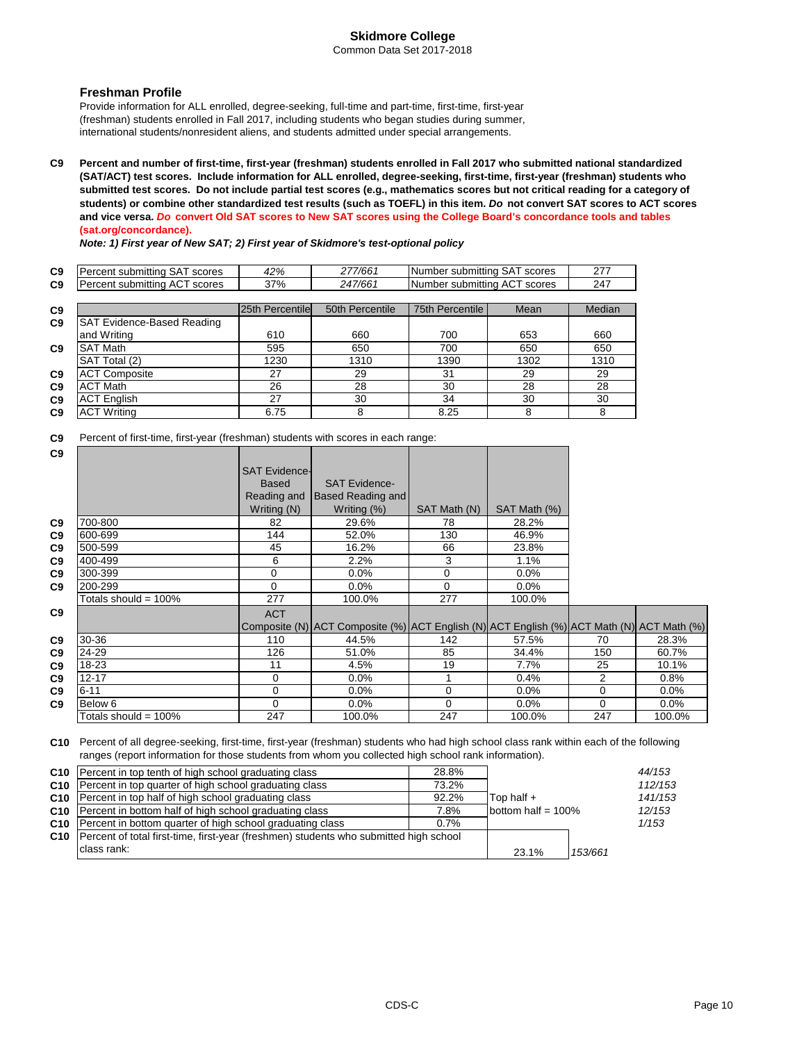**Skidmore College**
Common Data Set 2017-2018

## Freshman Profile

Provide information for ALL enrolled, degree-seeking, full-time and part-time, first-time, first-year (freshman) students enrolled in Fall 2017, including students who began studies during summer, international students/nonresident aliens, and students admitted under special arrangements.

**C9 Percent and number of first-time, first-year (freshman) students enrolled in Fall 2017 who submitted national standardized (SAT/ACT) test scores. Include information for ALL enrolled, degree-seeking, first-time, first-year (freshman) students who submitted test scores. Do not include partial test scores (e.g., mathematics scores but not critical reading for a category of students) or combine other standardized test results (such as TOEFL) in this item. *Do* not convert SAT scores to ACT scores and vice versa. *Do* convert Old SAT scores to New SAT scores using the College Board's concordance tools and tables (sat.org/concordance).**

***Note: 1) First year of New SAT; 2) First year of Skidmore's test-optional policy***

| | | | | | |
|---|---|---|---|---|---|
| C9 | Percent submitting SAT scores | 42% | *277/661* | Number submitting SAT scores | 277 |
| C9 | Percent submitting ACT scores | 37% | *247/661* | Number submitting ACT scores | 247 |

| | | 25th Percentile | 50th Percentile | 75th Percentile | Mean | Median |
|---|---|---|---|---|---|---|
| C9 | SAT Evidence-Based Reading and Writing | 610 | 660 | 700 | 653 | 660 |
| C9 | SAT Math | 595 | 650 | 700 | 650 | 650 |
| | SAT Total (2) | 1230 | 1310 | 1390 | 1302 | 1310 |
| C9 | ACT Composite | 27 | 29 | 31 | 29 | 29 |
| C9 | ACT Math | 26 | 28 | 30 | 28 | 28 |
| C9 | ACT English | 27 | 30 | 34 | 30 | 30 |
| C9 | ACT Writing | 6.75 | 8 | 8.25 | 8 | 8 |

C9 Percent of first-time, first-year (freshman) students with scores in each range:

| | | SAT Evidence-Based Reading and Writing (N) | SAT Evidence-Based Reading and Writing (%) | SAT Math (N) | SAT Math (%) |
|---|---|---|---|---|---|
| C9 | 700-800 | 82 | 29.6% | 78 | 28.2% |
| C9 | 600-699 | 144 | 52.0% | 130 | 46.9% |
| C9 | 500-599 | 45 | 16.2% | 66 | 23.8% |
| C9 | 400-499 | 6 | 2.2% | 3 | 1.1% |
| C9 | 300-399 | 0 | 0.0% | 0 | 0.0% |
| C9 | 200-299 | 0 | 0.0% | 0 | 0.0% |
| | Totals should = 100% | 277 | 100.0% | 277 | 100.0% |

| | | ACT Composite (N) | ACT Composite (%) | ACT English (N) | ACT English (%) | ACT Math (N) | ACT Math (%) |
|---|---|---|---|---|---|---|---|
| C9 | 30-36 | 110 | 44.5% | 142 | 57.5% | 70 | 28.3% |
| C9 | 24-29 | 126 | 51.0% | 85 | 34.4% | 150 | 60.7% |
| C9 | 18-23 | 11 | 4.5% | 19 | 7.7% | 25 | 10.1% |
| C9 | 12-17 | 0 | 0.0% | 1 | 0.4% | 2 | 0.8% |
| C9 | 6-11 | 0 | 0.0% | 0 | 0.0% | 0 | 0.0% |
| C9 | Below 6 | 0 | 0.0% | 0 | 0.0% | 0 | 0.0% |
| | Totals should = 100% | 247 | 100.0% | 247 | 100.0% | 247 | 100.0% |

**C10** Percent of all degree-seeking, first-time, first-year (freshman) students who had high school class rank within each of the following ranges (report information for those students from whom you collected high school rank information).

| | | | | |
|---|---|---|---|---|
| C10 | Percent in top tenth of high school graduating class | 28.8% | | *44/153* |
| C10 | Percent in top quarter of high school graduating class | 73.2% | | *112/153* |
| C10 | Percent in top half of high school graduating class | 92.2% | Top half + | *141/153* |
| C10 | Percent in bottom half of high school graduating class | 7.8% | bottom half = 100% | *12/153* |
| C10 | Percent in bottom quarter of high school graduating class | 0.7% | | *1/153* |
| C10 | Percent of total first-time, first-year (freshmen) students who submitted high school class rank: | 23.1% | *153/661* | |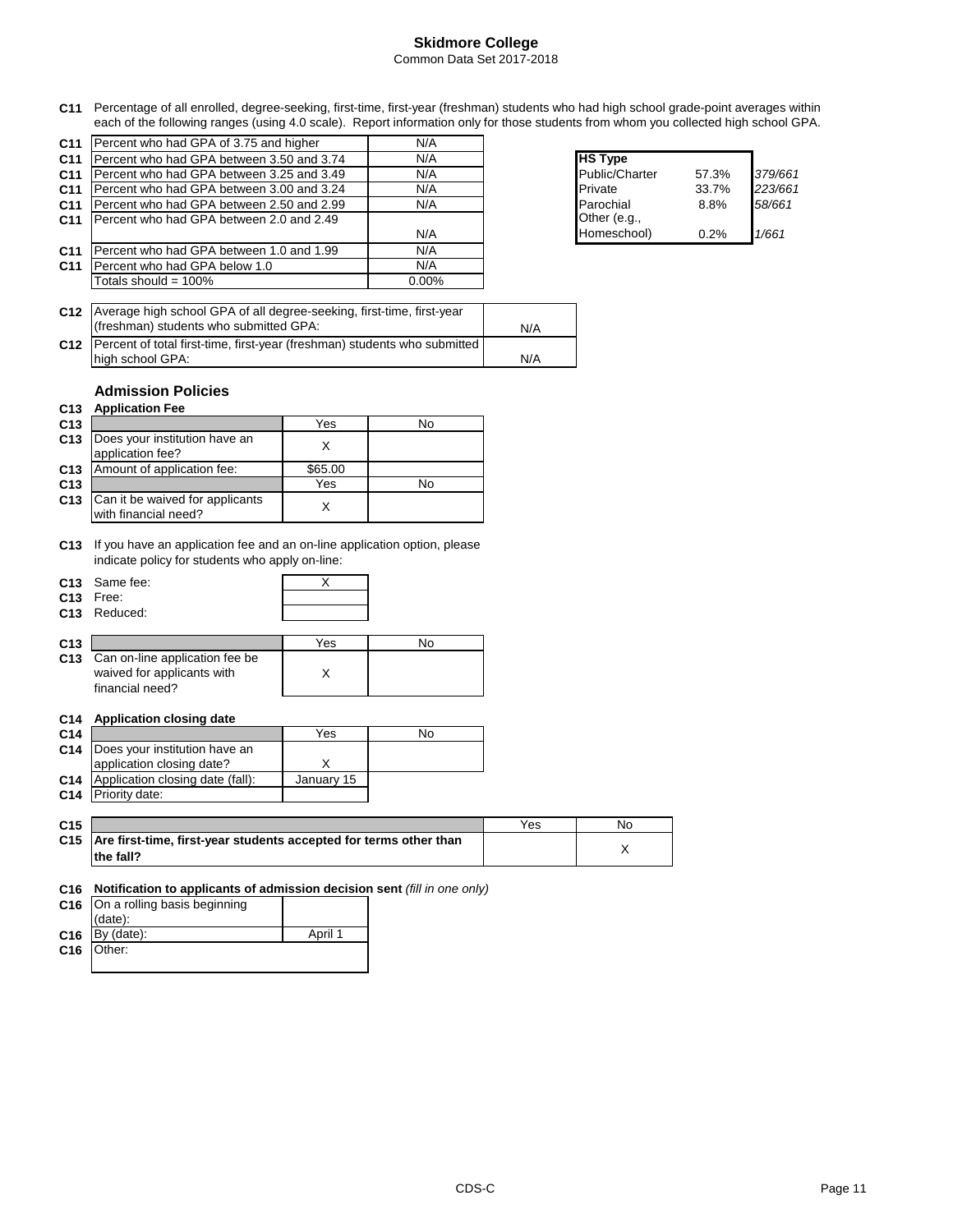**Skidmore College**
Common Data Set 2017-2018

**C11** Percentage of all enrolled, degree-seeking, first-time, first-year (freshman) students who had high school grade-point averages within each of the following ranges (using 4.0 scale). Report information only for those students from whom you collected high school GPA.

| | | |
|---|---|---|
| C11 | Percent who had GPA of 3.75 and higher | N/A |
| C11 | Percent who had GPA between 3.50 and 3.74 | N/A |
| C11 | Percent who had GPA between 3.25 and 3.49 | N/A |
| C11 | Percent who had GPA between 3.00 and 3.24 | N/A |
| C11 | Percent who had GPA between 2.50 and 2.99 | N/A |
| C11 | Percent who had GPA between 2.0 and 2.49 | N/A |
| C11 | Percent who had GPA between 1.0 and 1.99 | N/A |
| C11 | Percent who had GPA below 1.0 | N/A |
| | Totals should = 100% | 0.00% |

| HS Type | | |
|---|---|---|
| Public/Charter | 57.3% | *379/661* |
| Private | 33.7% | *223/661* |
| Parochial | 8.8% | *58/661* |
| Other (e.g., Homeschool) | 0.2% | *1/661* |

| | | |
|---|---|---|
| C12 | Average high school GPA of all degree-seeking, first-time, first-year (freshman) students who submitted GPA: | N/A |
| C12 | Percent of total first-time, first-year (freshman) students who submitted high school GPA: | N/A |

## Admission Policies

**C13 Application Fee**

| | | Yes | No |
|---|---|---|---|
| C13 | Does your institution have an application fee? | X | |
| C13 | Amount of application fee: | $65.00 | |
| C13 | | Yes | No |
| C13 | Can it be waived for applicants with financial need? | X | |

**C13** If you have an application fee and an on-line application option, please indicate policy for students who apply on-line:

| | | |
|---|---|---|
| C13 | Same fee: | X |
| C13 | Free: | |
| C13 | Reduced: | |

| | | Yes | No |
|---|---|---|---|
| C13 | Can on-line application fee be waived for applicants with financial need? | X | |

**C14 Application closing date**

| | | Yes | No |
|---|---|---|---|
| C14 | Does your institution have an application closing date? | X | |
| C14 | Application closing date (fall): | January 15 | |
| C14 | Priority date: | | |

| | | Yes | No |
|---|---|---|---|
| C15 | **Are first-time, first-year students accepted for terms other than the fall?** | | X |

**C16 Notification to applicants of admission decision sent** *(fill in one only)*

| | | |
|---|---|---|
| C16 | On a rolling basis beginning (date): | |
| C16 | By (date): | April 1 |
| C16 | Other: | |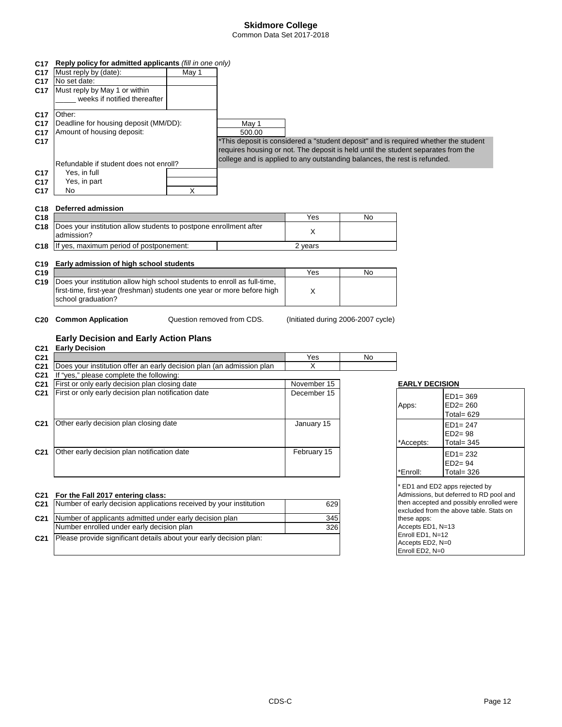# Skidmore College
Common Data Set 2017-2018

## C17 Reply policy for admitted applicants *(fill in one only)*

| | | |
|---|---|---|
| C17 | Must reply by (date): | May 1 |
| C17 | No set date: | |
| C17 | Must reply by May 1 or within _____ weeks if notified thereafter | |
| C17 | Other: | |
| C17 | Deadline for housing deposit (MM/DD): | May 1 |
| C17 | Amount of housing deposit: | 500.00 |

C17 *This deposit is considered a "student deposit" and is required whether the student requires housing or not. The deposit is held until the student separates from the college and is applied to any outstanding balances, the rest is refunded.

| | Refundable if student does not enroll? | |
|---|---|---|
| C17 | Yes, in full | |
| C17 | Yes, in part | |
| C17 | No | X |

## C18 Deferred admission

| | | Yes | No |
|---|---|---|---|
| C18 | Does your institution allow students to postpone enrollment after admission? | X | |
| C18 | If yes, maximum period of postponement: | 2 years | |

## C19 Early admission of high school students

| | | Yes | No |
|---|---|---|---|
| C19 | Does your institution allow high school students to enroll as full-time, first-time, first-year (freshman) students one year or more before high school graduation? | X | |

**C20 Common Application** Question removed from CDS. (Initiated during 2006-2007 cycle)

## Early Decision and Early Action Plans

### C21 Early Decision

| | | Yes | No |
|---|---|---|---|
| C21 | Does your institution offer an early decision plan (an admission plan | X | |
| C21 | If "yes," please complete the following: | | |
| C21 | First or only early decision plan closing date | November 15 | |
| C21 | First or only early decision plan notification date | December 15 | |
| C21 | Other early decision plan closing date | January 15 | |
| C21 | Other early decision plan notification date | February 15 | |

**EARLY DECISION**

| | |
|---|---|
| Apps: | ED1= 369<br>ED2= 260<br>Total= 629 |
| *Accepts: | ED1= 247<br>ED2= 98<br>Total= 345 |
| *Enroll: | ED1= 232<br>ED2= 94<br>Total= 326 |

* ED1 and ED2 apps rejected by Admissions, but deferred to RD pool and then accepted and possibly enrolled were excluded from the above table. Stats on these apps:
Accepts ED1, N=13
Enroll ED1, N=12
Accepts ED2, N=0
Enroll ED2, N=0

### C21 For the Fall 2017 entering class:

| | | |
|---|---|---|
| C21 | Number of early decision applications received by your institution | 629 |
| C21 | Number of applicants admitted under early decision plan | 345 |
| | Number enrolled under early decision plan | 326 |
| C21 | Please provide significant details about your early decision plan: | |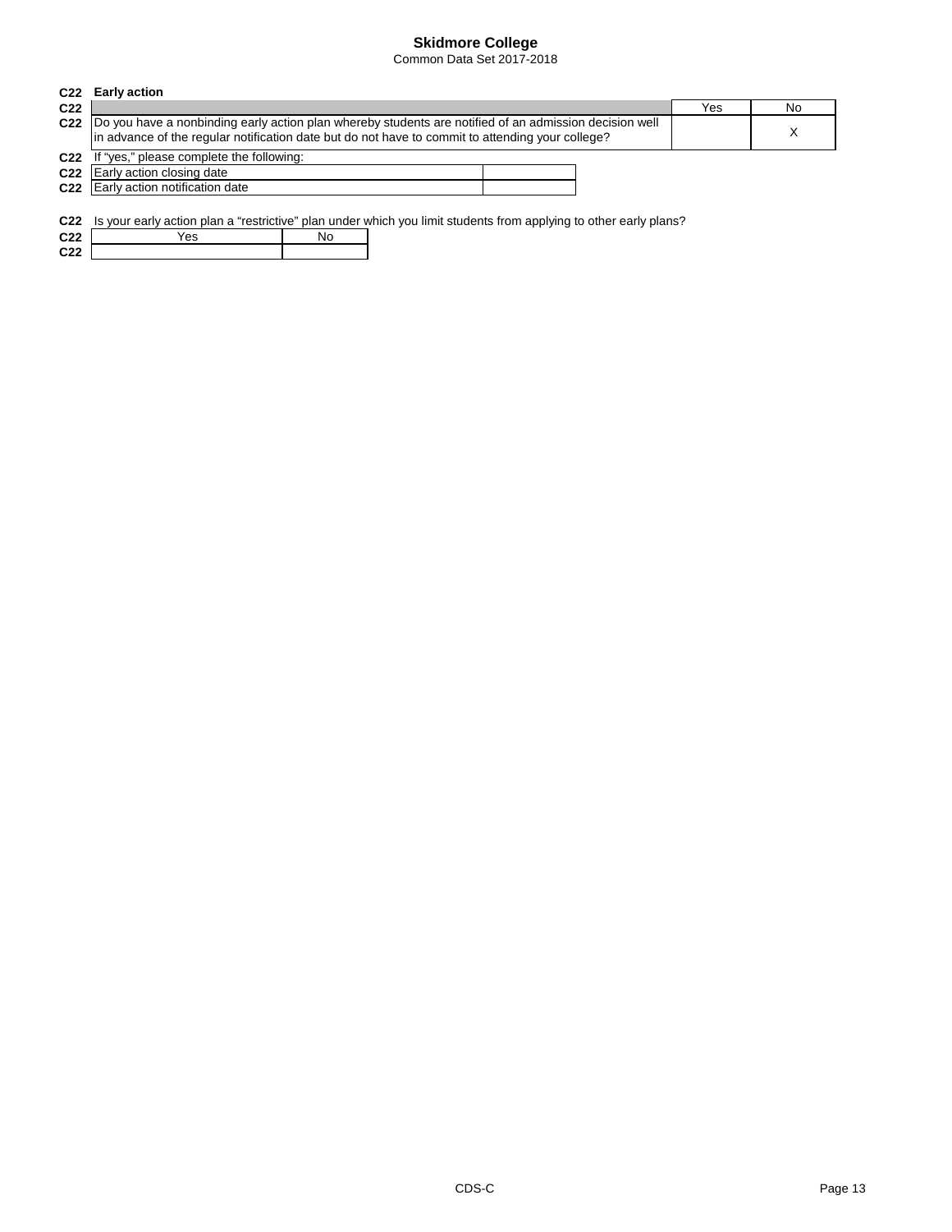# Skidmore College

Common Data Set 2017-2018

**C22 Early action**

| C22 | | Yes | No |
|---|---|---|---|
| C22 | Do you have a nonbinding early action plan whereby students are notified of an admission decision well in advance of the regular notification date but do not have to commit to attending your college? | | X |

C22 If "yes," please complete the following:

| C22 | | |
|---|---|---|
| C22 | Early action closing date | |
| C22 | Early action notification date | |

C22 Is your early action plan a "restrictive" plan under which you limit students from applying to other early plans?

| C22 | Yes | No |
|---|---|---|
| C22 | | |

CDS-C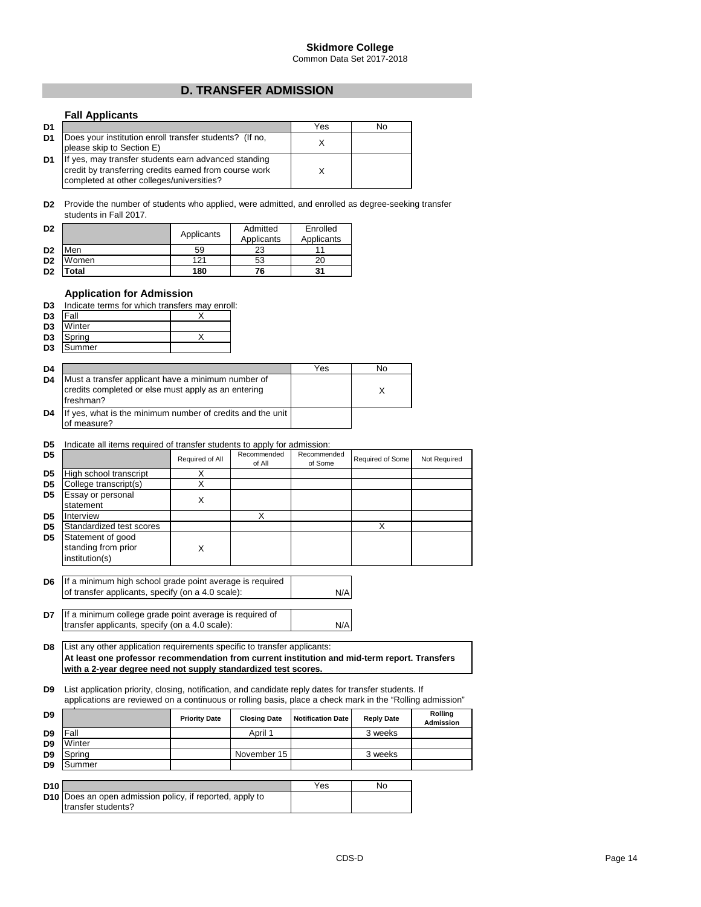**Skidmore College**
Common Data Set 2017-2018

## D. TRANSFER ADMISSION

### Fall Applicants

| | | Yes | No |
|---|---|---|---|
| D1 | Does your institution enroll transfer students? (If no, please skip to Section E) | X | |
| D1 | If yes, may transfer students earn advanced standing credit by transferring credits earned from course work completed at other colleges/universities? | X | |

**D2** Provide the number of students who applied, were admitted, and enrolled as degree-seeking transfer students in Fall 2017.

| | | Applicants | Admitted Applicants | Enrolled Applicants |
|---|---|---|---|---|
| D2 | Men | 59 | 23 | 11 |
| D2 | Women | 121 | 53 | 20 |
| D2 | **Total** | **180** | **76** | **31** |

### Application for Admission

**D3** Indicate terms for which transfers may enroll:

| | | |
|---|---|---|
| D3 | Fall | X |
| D3 | Winter | |
| D3 | Spring | X |
| D3 | Summer | |

| | | Yes | No |
|---|---|---|---|
| D4 | Must a transfer applicant have a minimum number of credits completed or else must apply as an entering freshman? | | X |
| D4 | If yes, what is the minimum number of credits and the unit of measure? | | |

**D5** Indicate all items required of transfer students to apply for admission:

| | | Required of All | Recommended of All | Recommended of Some | Required of Some | Not Required |
|---|---|---|---|---|---|---|
| D5 | High school transcript | X | | | | |
| D5 | College transcript(s) | X | | | | |
| D5 | Essay or personal statement | X | | | | |
| D5 | Interview | | X | | | |
| D5 | Standardized test scores | | | | X | |
| D5 | Statement of good standing from prior institution(s) | X | | | | |

| | | |
|---|---|---|
| D6 | If a minimum high school grade point average is required of transfer applicants, specify (on a 4.0 scale): | N/A |
| D7 | If a minimum college grade point average is required of transfer applicants, specify (on a 4.0 scale): | N/A |

**D8** List any other application requirements specific to transfer applicants:
**At least one professor recommendation from current institution and mid-term report. Transfers with a 2-year degree need not supply standardized test scores.**

**D9** List application priority, closing, notification, and candidate reply dates for transfer students. If applications are reviewed on a continuous or rolling basis, place a check mark in the "Rolling admission" column.

| | | Priority Date | Closing Date | Notification Date | Reply Date | Rolling Admission |
|---|---|---|---|---|---|---|
| D9 | Fall | | April 1 | | 3 weeks | |
| D9 | Winter | | | | | |
| D9 | Spring | | November 15 | | 3 weeks | |
| D9 | Summer | | | | | |

| | | Yes | No |
|---|---|---|---|
| D10 | Does an open admission policy, if reported, apply to transfer students? | | |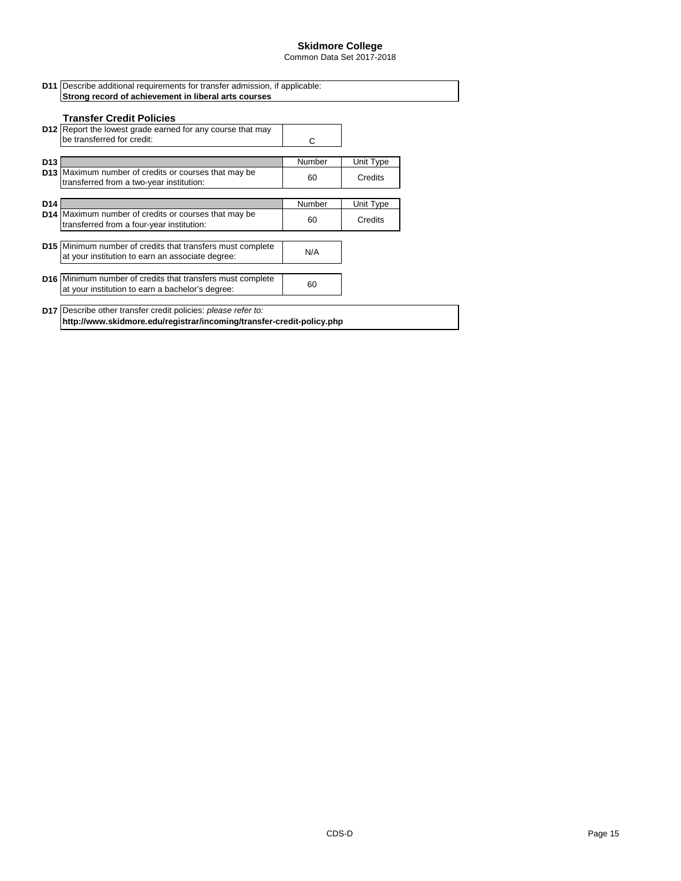# Skidmore College

Common Data Set 2017-2018

| | | | |
|---|---|---|---|
| **D11** | Describe additional requirements for transfer admission, if applicable: **Strong record of achievement in liberal arts courses** | | |

### Transfer Credit Policies

| | | | |
|---|---|---|---|
| **D12** | Report the lowest grade earned for any course that may be transferred for credit: | C | |
| **D13** | | Number | Unit Type |
| **D13** | Maximum number of credits or courses that may be transferred from a two-year institution: | 60 | Credits |
| **D14** | | Number | Unit Type |
| **D14** | Maximum number of credits or courses that may be transferred from a four-year institution: | 60 | Credits |
| **D15** | Minimum number of credits that transfers must complete at your institution to earn an associate degree: | N/A | |
| **D16** | Minimum number of credits that transfers must complete at your institution to earn a bachelor's degree: | 60 | |
| **D17** | Describe other transfer credit policies: *please refer to:* **http://www.skidmore.edu/registrar/incoming/transfer-credit-policy.php** | | |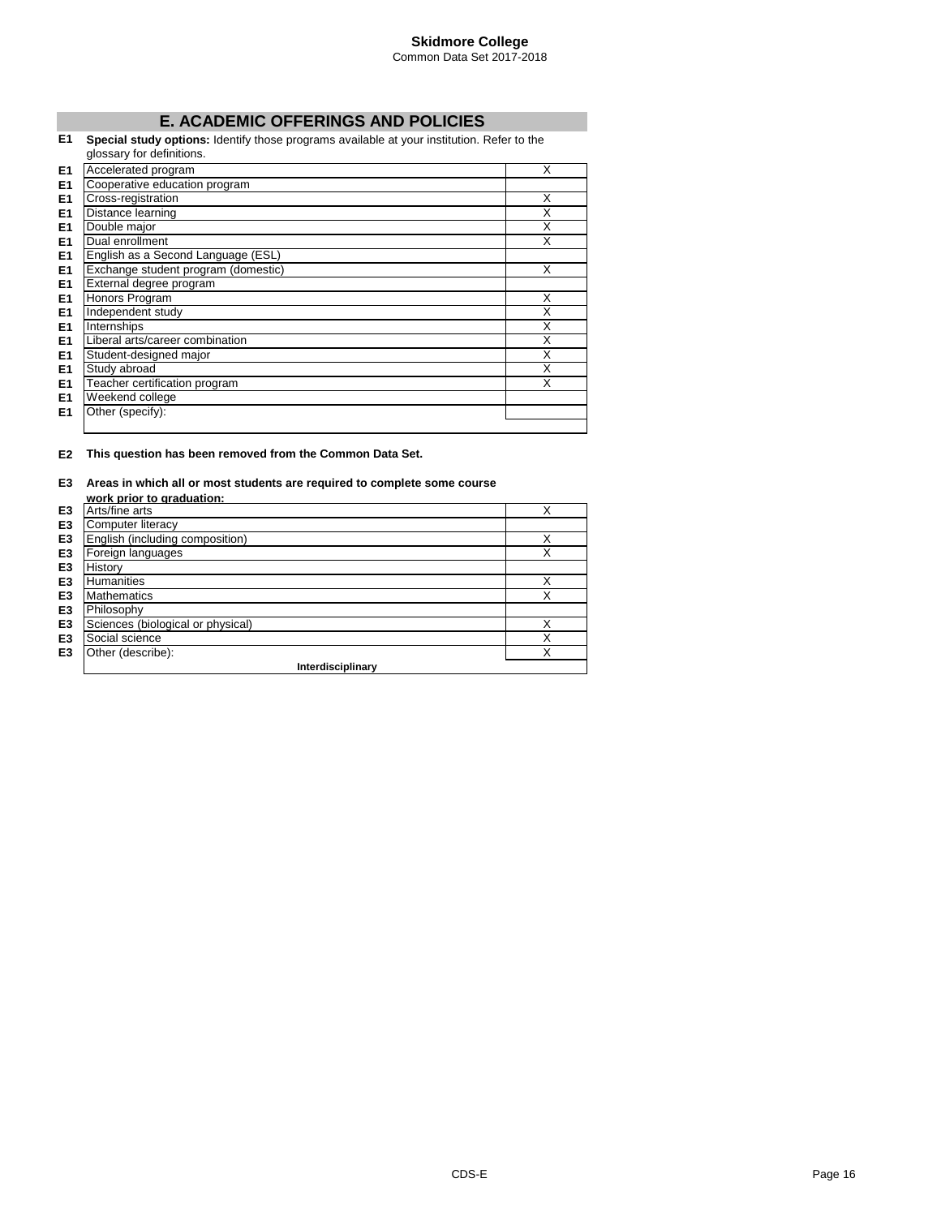**Skidmore College**
Common Data Set 2017-2018

## E. ACADEMIC OFFERINGS AND POLICIES

**E1** **Special study options:** Identify those programs available at your institution. Refer to the glossary for definitions.

| | | |
|---|---|---|
| E1 | Accelerated program | X |
| E1 | Cooperative education program | |
| E1 | Cross-registration | X |
| E1 | Distance learning | X |
| E1 | Double major | X |
| E1 | Dual enrollment | X |
| E1 | English as a Second Language (ESL) | |
| E1 | Exchange student program (domestic) | X |
| E1 | External degree program | |
| E1 | Honors Program | X |
| E1 | Independent study | X |
| E1 | Internships | X |
| E1 | Liberal arts/career combination | X |
| E1 | Student-designed major | X |
| E1 | Study abroad | X |
| E1 | Teacher certification program | X |
| E1 | Weekend college | |
| E1 | Other (specify): | |

**E2** **This question has been removed from the Common Data Set.**

**E3** **Areas in which all or most students are required to complete some course work prior to graduation:**

| | | |
|---|---|---|
| E3 | Arts/fine arts | X |
| E3 | Computer literacy | |
| E3 | English (including composition) | X |
| E3 | Foreign languages | X |
| E3 | History | |
| E3 | Humanities | X |
| E3 | Mathematics | X |
| E3 | Philosophy | |
| E3 | Sciences (biological or physical) | X |
| E3 | Social science | X |
| E3 | Other (describe): | X |
| | **Interdisciplinary** | |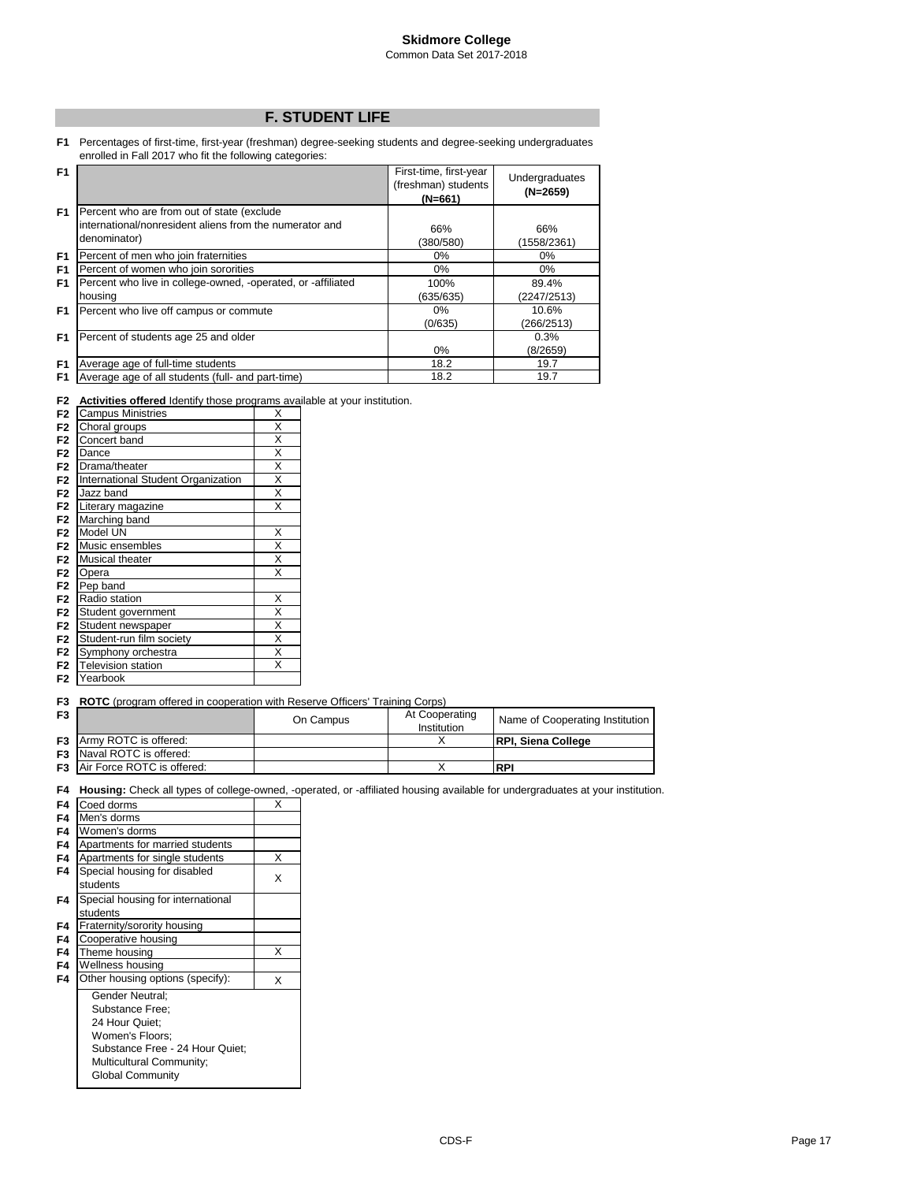**Skidmore College**
Common Data Set 2017-2018

## F. STUDENT LIFE

**F1** Percentages of first-time, first-year (freshman) degree-seeking students and degree-seeking undergraduates enrolled in Fall 2017 who fit the following categories:

| | | First-time, first-year (freshman) students (N=661) | Undergraduates (N=2659) |
|---|---|---|---|
| F1 | Percent who are from out of state (exclude international/nonresident aliens from the numerator and denominator) | 66% (380/580) | 66% (1558/2361) |
| F1 | Percent of men who join fraternities | 0% | 0% |
| F1 | Percent of women who join sororities | 0% | 0% |
| F1 | Percent who live in college-owned, -operated, or -affiliated housing | 100% (635/635) | 89.4% (2247/2513) |
| F1 | Percent who live off campus or commute | 0% (0/635) | 10.6% (266/2513) |
| F1 | Percent of students age 25 and older | 0% | 0.3% (8/2659) |
| F1 | Average age of full-time students | 18.2 | 19.7 |
| F1 | Average age of all students (full- and part-time) | 18.2 | 19.7 |

**F2** **Activities offered** Identify those programs available at your institution.

| | Activity | |
|---|---|---|
| F2 | Campus Ministries | X |
| F2 | Choral groups | X |
| F2 | Concert band | X |
| F2 | Dance | X |
| F2 | Drama/theater | X |
| F2 | International Student Organization | X |
| F2 | Jazz band | X |
| F2 | Literary magazine | X |
| F2 | Marching band | |
| F2 | Model UN | X |
| F2 | Music ensembles | X |
| F2 | Musical theater | X |
| F2 | Opera | X |
| F2 | Pep band | |
| F2 | Radio station | X |
| F2 | Student government | X |
| F2 | Student newspaper | X |
| F2 | Student-run film society | X |
| F2 | Symphony orchestra | X |
| F2 | Television station | X |
| F2 | Yearbook | |

**F3** **ROTC** (program offered in cooperation with Reserve Officers' Training Corps)

| | | On Campus | At Cooperating Institution | Name of Cooperating Institution |
|---|---|---|---|---|
| F3 | Army ROTC is offered: | | X | **RPI, Siena College** |
| F3 | Naval ROTC is offered: | | | |
| F3 | Air Force ROTC is offered: | | X | **RPI** |

**F4** **Housing:** Check all types of college-owned, -operated, or -affiliated housing available for undergraduates at your institution.

| | Housing | |
|---|---|---|
| F4 | Coed dorms | X |
| F4 | Men's dorms | |
| F4 | Women's dorms | |
| F4 | Apartments for married students | |
| F4 | Apartments for single students | X |
| F4 | Special housing for disabled students | X |
| F4 | Special housing for international students | |
| F4 | Fraternity/sorority housing | |
| F4 | Cooperative housing | |
| F4 | Theme housing | X |
| F4 | Wellness housing | |
| F4 | Other housing options (specify): | X |

Gender Neutral;
Substance Free;
24 Hour Quiet;
Women's Floors;
Substance Free - 24 Hour Quiet;
Multicultural Community;
Global Community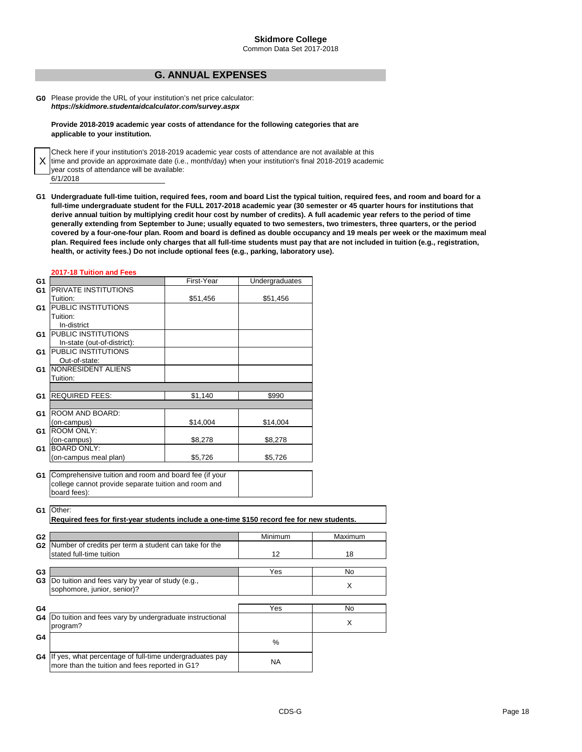**Skidmore College**
Common Data Set 2017-2018

## G. ANNUAL EXPENSES

**G0** Please provide the URL of your institution's net price calculator:
***https://skidmore.studentaidcalculator.com/survey.aspx***

**Provide 2018-2019 academic year costs of attendance for the following categories that are applicable to your institution.**

X Check here if your institution's 2018-2019 academic year costs of attendance are not available at this time and provide an approximate date (i.e., month/day) when your institution's final 2018-2019 academic year costs of attendance will be available:
6/1/2018

**G1 Undergraduate full-time tuition, required fees, room and board List the typical tuition, required fees, and room and board for a full-time undergraduate student for the FULL 2017-2018 academic year (30 semester or 45 quarter hours for institutions that derive annual tuition by multiplying credit hour cost by number of credits). A full academic year refers to the period of time generally extending from September to June; usually equated to two semesters, two trimesters, three quarters, or the period covered by a four-one-four plan. Room and board is defined as double occupancy and 19 meals per week or the maximum meal plan. Required fees include only charges that all full-time students must pay that are not included in tuition (e.g., registration, health, or activity fees.) Do not include optional fees (e.g., parking, laboratory use).**

**2017-18 Tuition and Fees**

| | | First-Year | Undergraduates |
|---|---|---|---|
| G1 | PRIVATE INSTITUTIONS Tuition: | $51,456 | $51,456 |
| G1 | PUBLIC INSTITUTIONS Tuition: In-district | | |
| G1 | PUBLIC INSTITUTIONS In-state (out-of-district): | | |
| G1 | PUBLIC INSTITUTIONS Out-of-state: | | |
| G1 | NONRESIDENT ALIENS Tuition: | | |
| G1 | REQUIRED FEES: | $1,140 | $990 |
| G1 | ROOM AND BOARD: (on-campus) | $14,004 | $14,004 |
| G1 | ROOM ONLY: (on-campus) | $8,278 | $8,278 |
| G1 | BOARD ONLY: (on-campus meal plan) | $5,726 | $5,726 |

| | | |
|---|---|---|
| G1 | Comprehensive tuition and room and board fee (if your college cannot provide separate tuition and room and board fees): | |

**G1** Other:
**Required fees for first-year students include a one-time $150 record fee for new students.**

| | | Minimum | Maximum |
|---|---|---|---|
| G2 | Number of credits per term a student can take for the stated full-time tuition | 12 | 18 |

| | | Yes | No |
|---|---|---|---|
| G3 | Do tuition and fees vary by year of study (e.g., sophomore, junior, senior)? | | X |

| | | Yes | No |
|---|---|---|---|
| G4 | Do tuition and fees vary by undergraduate instructional program? | | X |

| | | % |
|---|---|---|
| G4 | If yes, what percentage of full-time undergraduates pay more than the tuition and fees reported in G1? | NA |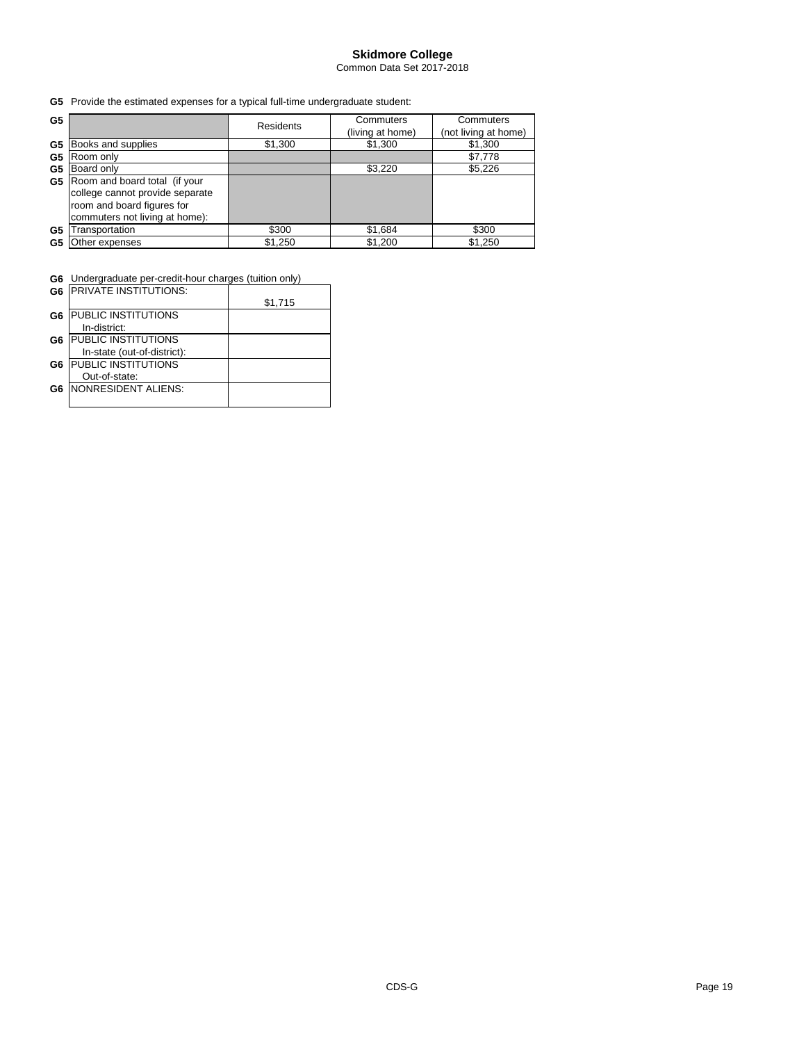**Skidmore College**

Common Data Set 2017-2018

**G5** Provide the estimated expenses for a typical full-time undergraduate student:

| G5 | | Residents | Commuters (living at home) | Commuters (not living at home) |
|---|---|---|---|---|
| G5 | Books and supplies | $1,300 | $1,300 | $1,300 |
| G5 | Room only | | | $7,778 |
| G5 | Board only | | $3,220 | $5,226 |
| G5 | Room and board total (if your college cannot provide separate room and board figures for commuters not living at home): | | | |
| G5 | Transportation | $300 | $1,684 | $300 |
| G5 | Other expenses | $1,250 | $1,200 | $1,250 |

**G6** Undergraduate per-credit-hour charges (tuition only)

| G6 | | |
|---|---|---|
| G6 | PRIVATE INSTITUTIONS: | $1,715 |
| G6 | PUBLIC INSTITUTIONS In-district: | |
| G6 | PUBLIC INSTITUTIONS In-state (out-of-district): | |
| G6 | PUBLIC INSTITUTIONS Out-of-state: | |
| G6 | NONRESIDENT ALIENS: | |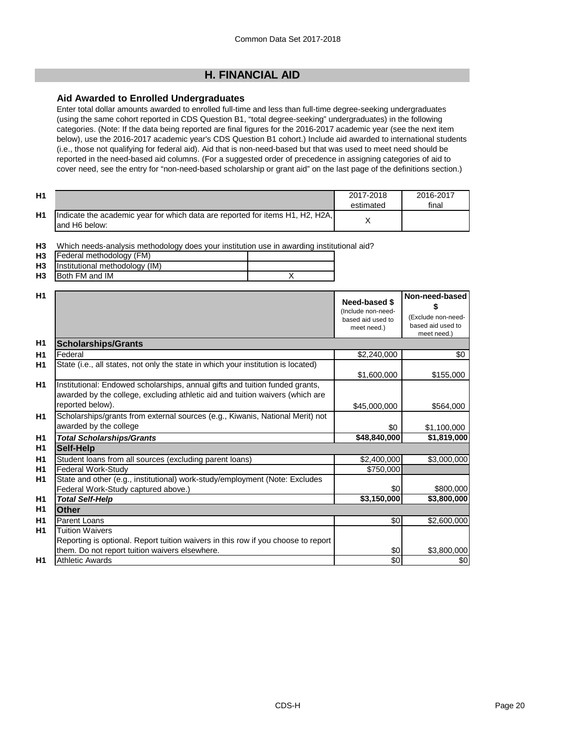## H. FINANCIAL AID

### Aid Awarded to Enrolled Undergraduates

Enter total dollar amounts awarded to enrolled full-time and less than full-time degree-seeking undergraduates (using the same cohort reported in CDS Question B1, "total degree-seeking" undergraduates) in the following categories. (Note: If the data being reported are final figures for the 2016-2017 academic year (see the next item below), use the 2016-2017 academic year's CDS Question B1 cohort.) Include aid awarded to international students (i.e., those not qualifying for federal aid). Aid that is non-need-based but that was used to meet need should be reported in the need-based aid columns. (For a suggested order of precedence in assigning categories of aid to cover need, see the entry for "non-need-based scholarship or grant aid" on the last page of the definitions section.)

| | | 2017-2018 estimated | 2016-2017 final |
|---|---|---|---|
| H1 | Indicate the academic year for which data are reported for items H1, H2, H2A, and H6 below: | X | |

**H3** Which needs-analysis methodology does your institution use in awarding institutional aid?

| | | |
|---|---|---|
| H3 | Federal methodology (FM) | |
| H3 | Institutional methodology (IM) | |
| H3 | Both FM and IM | X |

| | | Need-based $ (Include non-need-based aid used to meet need.) | Non-need-based $ (Exclude non-need-based aid used to meet need.) |
|---|---|---|---|
| H1 | **Scholarships/Grants** | | |
| H1 | Federal | $2,240,000 | $0 |
| H1 | State (i.e., all states, not only the state in which your institution is located) | $1,600,000 | $155,000 |
| H1 | Institutional: Endowed scholarships, annual gifts and tuition funded grants, awarded by the college, excluding athletic aid and tuition waivers (which are reported below). | $45,000,000 | $564,000 |
| H1 | Scholarships/grants from external sources (e.g., Kiwanis, National Merit) not awarded by the college | $0 | $1,100,000 |
| H1 | ***Total Scholarships/Grants*** | **$48,840,000** | **$1,819,000** |
| H1 | **Self-Help** | | |
| H1 | Student loans from all sources (excluding parent loans) | $2,400,000 | $3,000,000 |
| H1 | Federal Work-Study | $750,000 | |
| H1 | State and other (e.g., institutional) work-study/employment (Note: Excludes Federal Work-Study captured above.) | $0 | $800,000 |
| H1 | ***Total Self-Help*** | **$3,150,000** | **$3,800,000** |
| H1 | **Other** | | |
| H1 | Parent Loans | $0 | $2,600,000 |
| H1 | Tuition Waivers<br>Reporting is optional. Report tuition waivers in this row if you choose to report them. Do not report tuition waivers elsewhere. | $0 | $3,800,000 |
| H1 | Athletic Awards | $0 | $0 |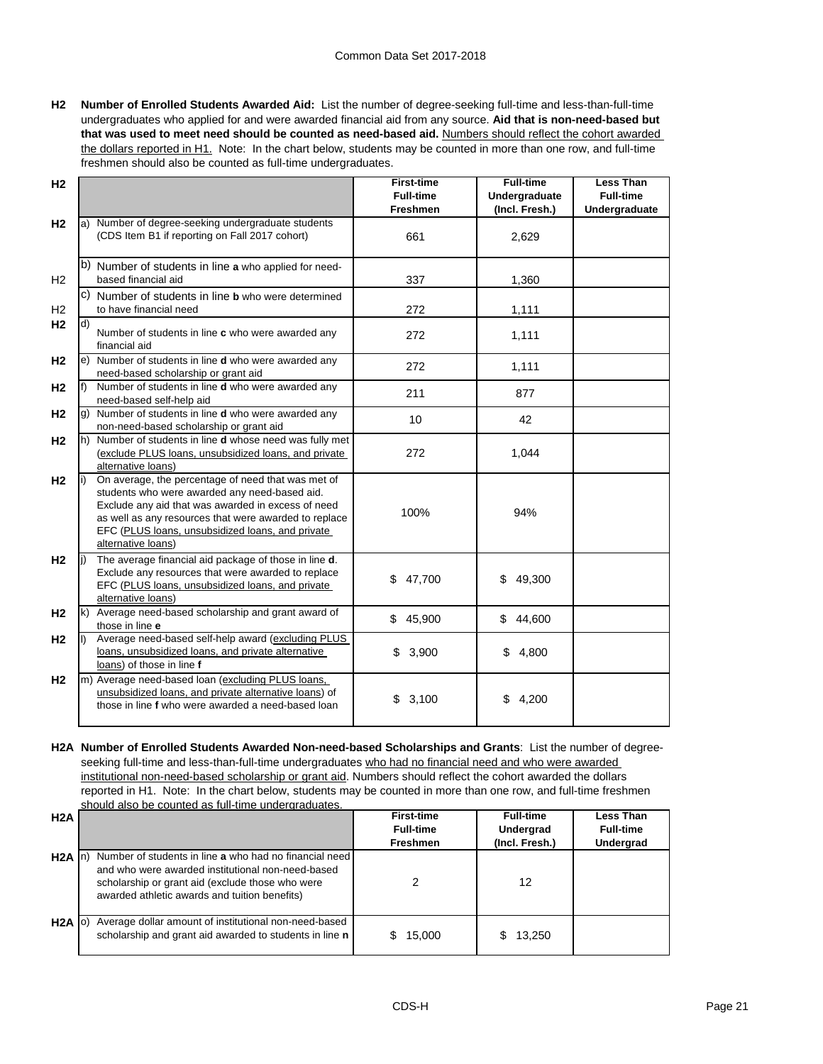**H2 Number of Enrolled Students Awarded Aid:** List the number of degree-seeking full-time and less-than-full-time undergraduates who applied for and were awarded financial aid from any source. **Aid that is non-need-based but that was used to meet need should be counted as need-based aid.** Numbers should reflect the cohort awarded the dollars reported in H1. Note: In the chart below, students may be counted in more than one row, and full-time freshmen should also be counted as full-time undergraduates.

| H2 | | First-time Full-time Freshmen | Full-time Undergraduate (Incl. Fresh.) | Less Than Full-time Undergraduate |
|---|---|---|---|---|
| H2 | a) Number of degree-seeking undergraduate students (CDS Item B1 if reporting on Fall 2017 cohort) | 661 | 2,629 | |
| H2 | b) Number of students in line **a** who applied for need-based financial aid | 337 | 1,360 | |
| H2 | c) Number of students in line **b** who were determined to have financial need | 272 | 1,111 | |
| H2 | d) Number of students in line **c** who were awarded any financial aid | 272 | 1,111 | |
| H2 | e) Number of students in line **d** who were awarded any need-based scholarship or grant aid | 272 | 1,111 | |
| H2 | f) Number of students in line **d** who were awarded any need-based self-help aid | 211 | 877 | |
| H2 | g) Number of students in line **d** who were awarded any non-need-based scholarship or grant aid | 10 | 42 | |
| H2 | h) Number of students in line **d** whose need was fully met (exclude PLUS loans, unsubsidized loans, and private alternative loans) | 272 | 1,044 | |
| H2 | i) On average, the percentage of need that was met of students who were awarded any need-based aid. Exclude any aid that was awarded in excess of need as well as any resources that were awarded to replace EFC (PLUS loans, unsubsidized loans, and private alternative loans) | 100% | 94% | |
| H2 | j) The average financial aid package of those in line **d**. Exclude any resources that were awarded to replace EFC (PLUS loans, unsubsidized loans, and private alternative loans) | $ 47,700 | $ 49,300 | |
| H2 | k) Average need-based scholarship and grant award of those in line **e** | $ 45,900 | $ 44,600 | |
| H2 | l) Average need-based self-help award (excluding PLUS loans, unsubsidized loans, and private alternative loans) of those in line **f** | $ 3,900 | $ 4,800 | |
| H2 | m) Average need-based loan (excluding PLUS loans, unsubsidized loans, and private alternative loans) of those in line **f** who were awarded a need-based loan | $ 3,100 | $ 4,200 | |

**H2A Number of Enrolled Students Awarded Non-need-based Scholarships and Grants**: List the number of degree-seeking full-time and less-than-full-time undergraduates who had no financial need and who were awarded institutional non-need-based scholarship or grant aid. Numbers should reflect the cohort awarded the dollars reported in H1. Note: In the chart below, students may be counted in more than one row, and full-time freshmen should also be counted as full-time undergraduates.

| H2A | | First-time Full-time Freshmen | Full-time Undergrad (Incl. Fresh.) | Less Than Full-time Undergrad |
|---|---|---|---|---|
| H2A | n) Number of students in line **a** who had no financial need and who were awarded institutional non-need-based scholarship or grant aid (exclude those who were awarded athletic awards and tuition benefits) | 2 | 12 | |
| H2A | o) Average dollar amount of institutional non-need-based scholarship and grant aid awarded to students in line **n** | $ 15,000 | $ 13,250 | |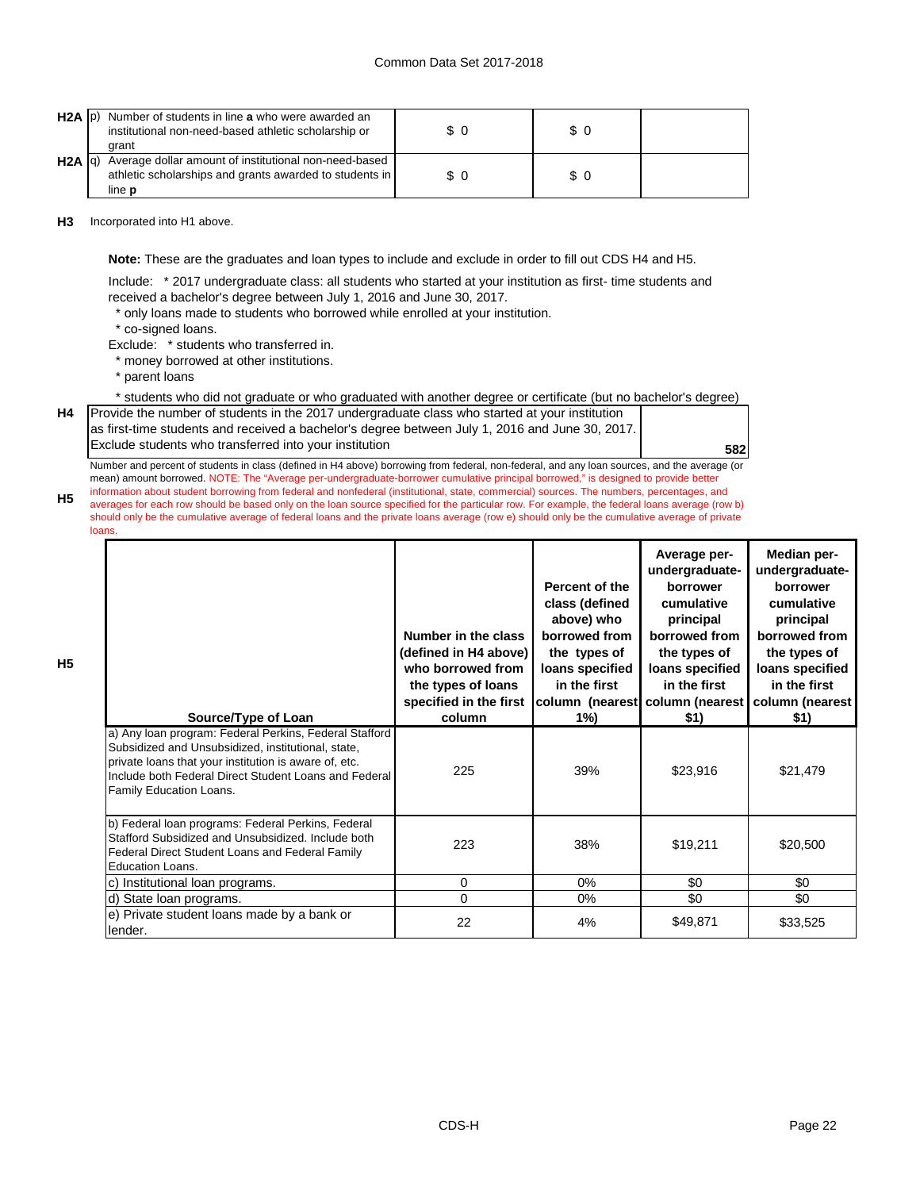| | | | | |
|---|---|---|---|---|
| H2A | p) Number of students in line **a** who were awarded an institutional non-need-based athletic scholarship or grant | $ 0 | $ 0 | |
| H2A | q) Average dollar amount of institutional non-need-based athletic scholarships and grants awarded to students in line **p** | $ 0 | $ 0 | |

**H3** Incorporated into H1 above.

**Note:** These are the graduates and loan types to include and exclude in order to fill out CDS H4 and H5.

Include: * 2017 undergraduate class: all students who started at your institution as first- time students and received a bachelor's degree between July 1, 2016 and June 30, 2017.
* only loans made to students who borrowed while enrolled at your institution.
* co-signed loans.

Exclude: * students who transferred in.
* money borrowed at other institutions.
* parent loans
* students who did not graduate or who graduated with another degree or certificate (but no bachelor's degree)

| | | |
|---|---|---|
| H4 | Provide the number of students in the 2017 undergraduate class who started at your institution as first-time students and received a bachelor's degree between July 1, 2016 and June 30, 2017. Exclude students who transferred into your institution | 582 |

**H5** Number and percent of students in class (defined in H4 above) borrowing from federal, non-federal, and any loan sources, and the average (or mean) amount borrowed. NOTE: The "Average per-undergraduate-borrower cumulative principal borrowed," is designed to provide better information about student borrowing from federal and nonfederal (institutional, state, commercial) sources. The numbers, percentages, and averages for each row should be based only on the loan source specified for the particular row. For example, the federal loans average (row b) should only be the cumulative average of federal loans and the private loans average (row e) should only be the cumulative average of private loans.

| Source/Type of Loan | Number in the class (defined in H4 above) who borrowed from the types of loans specified in the first column | Percent of the class (defined above) who borrowed from the types of loans specified in the first column (nearest 1%) | Average per-undergraduate-borrower cumulative principal borrowed from the types of loans specified in the first column (nearest $1) | Median per-undergraduate-borrower cumulative principal borrowed from the types of loans specified in the first column (nearest $1) |
|---|---|---|---|---|
| a) Any loan program: Federal Perkins, Federal Stafford Subsidized and Unsubsidized, institutional, state, private loans that your institution is aware of, etc. Include both Federal Direct Student Loans and Federal Family Education Loans. | 225 | 39% | $23,916 | $21,479 |
| b) Federal loan programs: Federal Perkins, Federal Stafford Subsidized and Unsubsidized. Include both Federal Direct Student Loans and Federal Family Education Loans. | 223 | 38% | $19,211 | $20,500 |
| c) Institutional loan programs. | 0 | 0% | $0 | $0 |
| d) State loan programs. | 0 | 0% | $0 | $0 |
| e) Private student loans made by a bank or lender. | 22 | 4% | $49,871 | $33,525 |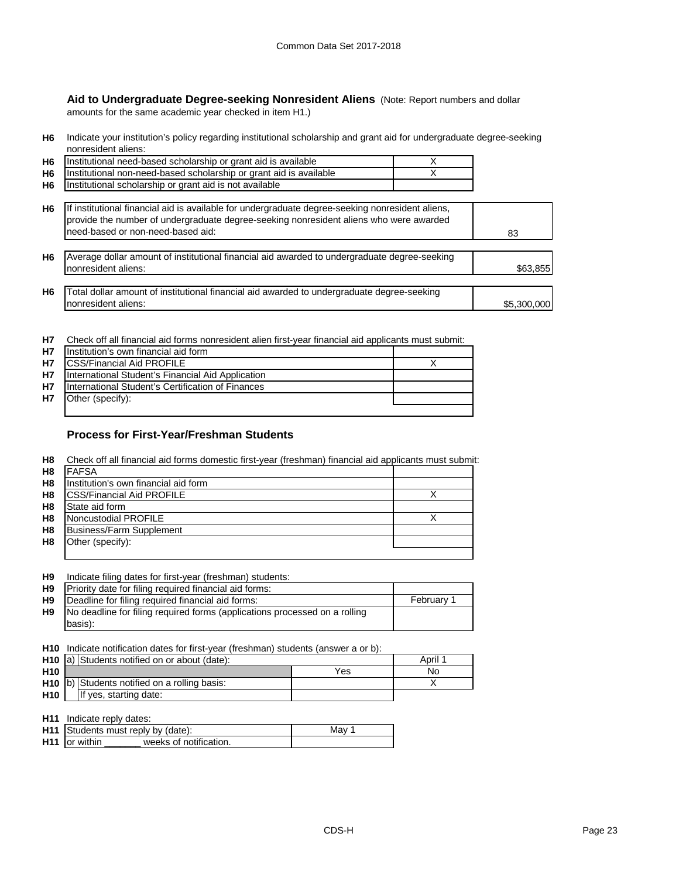## Aid to Undergraduate Degree-seeking Nonresident Aliens

(Note: Report numbers and dollar amounts for the same academic year checked in item H1.)

**H6** Indicate your institution's policy regarding institutional scholarship and grant aid for undergraduate degree-seeking nonresident aliens:

| | | |
|---|---|---|
| H6 | Institutional need-based scholarship or grant aid is available | X |
| H6 | Institutional non-need-based scholarship or grant aid is available | X |
| H6 | Institutional scholarship or grant aid is not available | |

| | | |
|---|---|---|
| H6 | If institutional financial aid is available for undergraduate degree-seeking nonresident aliens, provide the number of undergraduate degree-seeking nonresident aliens who were awarded need-based or non-need-based aid: | 83 |
| H6 | Average dollar amount of institutional financial aid awarded to undergraduate degree-seeking nonresident aliens: | $63,855 |
| H6 | Total dollar amount of institutional financial aid awarded to undergraduate degree-seeking nonresident aliens: | $5,300,000 |

**H7** Check off all financial aid forms nonresident alien first-year financial aid applicants must submit:

| | | |
|---|---|---|
| H7 | Institution's own financial aid form | |
| H7 | CSS/Financial Aid PROFILE | X |
| H7 | International Student's Financial Aid Application | |
| H7 | International Student's Certification of Finances | |
| H7 | Other (specify): | |

## Process for First-Year/Freshman Students

**H8** Check off all financial aid forms domestic first-year (freshman) financial aid applicants must submit:

| | | |
|---|---|---|
| H8 | FAFSA | |
| H8 | Institution's own financial aid form | |
| H8 | CSS/Financial Aid PROFILE | X |
| H8 | State aid form | |
| H8 | Noncustodial PROFILE | X |
| H8 | Business/Farm Supplement | |
| H8 | Other (specify): | |

**H9** Indicate filing dates for first-year (freshman) students:

| | | |
|---|---|---|
| H9 | Priority date for filing required financial aid forms: | |
| H9 | Deadline for filing required financial aid forms: | February 1 |
| H9 | No deadline for filing required forms (applications processed on a rolling basis): | |

**H10** Indicate notification dates for first-year (freshman) students (answer a or b):

| | | | |
|---|---|---|---|
| H10 | a) Students notified on or about (date): | | April 1 |
| H10 | | Yes | No |
| H10 | b) Students notified on a rolling basis: | | X |
| H10 | If yes, starting date: | | |

**H11** Indicate reply dates:

| | | |
|---|---|---|
| H11 | Students must reply by (date): | May 1 |
| H11 | or within _______ weeks of notification. | |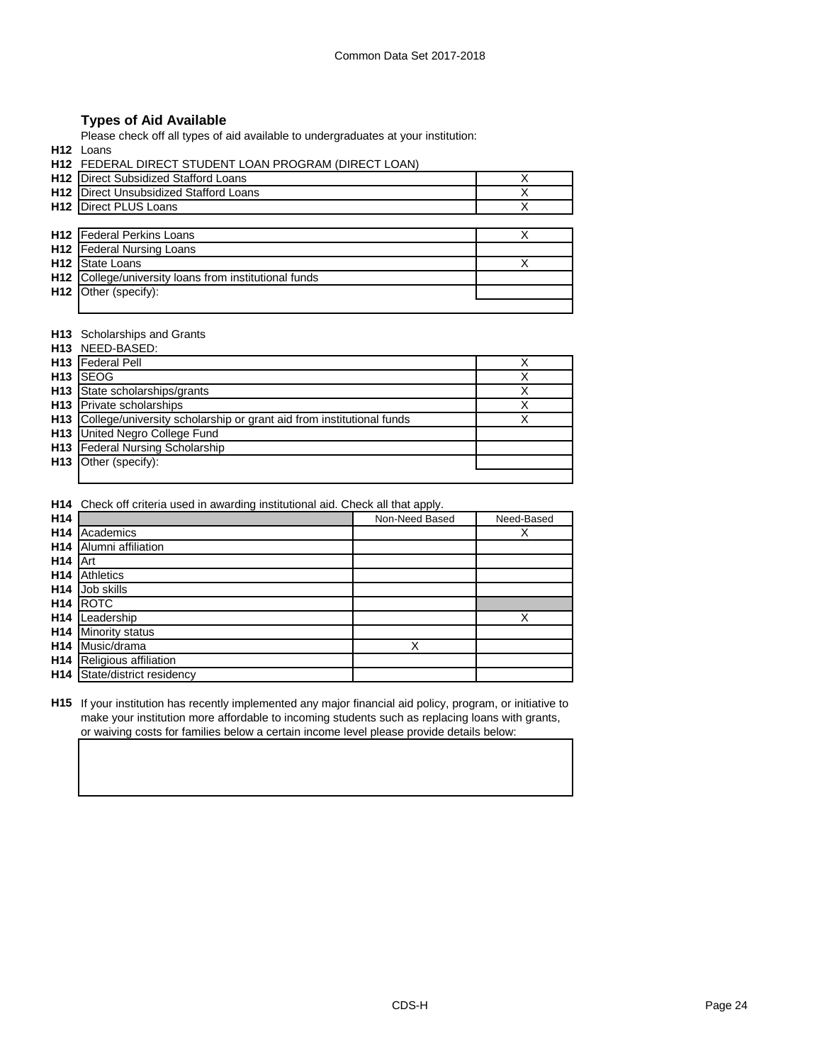## Types of Aid Available

Please check off all types of aid available to undergraduates at your institution:

**H12** Loans

**H12** FEDERAL DIRECT STUDENT LOAN PROGRAM (DIRECT LOAN)

| | | |
|---|---|---|
| **H12** | Direct Subsidized Stafford Loans | X |
| **H12** | Direct Unsubsidized Stafford Loans | X |
| **H12** | Direct PLUS Loans | X |

| | | |
|---|---|---|
| **H12** | Federal Perkins Loans | X |
| **H12** | Federal Nursing Loans | |
| **H12** | State Loans | X |
| **H12** | College/university loans from institutional funds | |
| **H12** | Other (specify): | |

**H13** Scholarships and Grants

**H13** NEED-BASED:

| | | |
|---|---|---|
| **H13** | Federal Pell | X |
| **H13** | SEOG | X |
| **H13** | State scholarships/grants | X |
| **H13** | Private scholarships | X |
| **H13** | College/university scholarship or grant aid from institutional funds | X |
| **H13** | United Negro College Fund | |
| **H13** | Federal Nursing Scholarship | |
| **H13** | Other (specify): | |

**H14** Check off criteria used in awarding institutional aid. Check all that apply.

| | | Non-Need Based | Need-Based |
|---|---|---|---|
| **H14** | Academics | | X |
| **H14** | Alumni affiliation | | |
| **H14** | Art | | |
| **H14** | Athletics | | |
| **H14** | Job skills | | |
| **H14** | ROTC | | |
| **H14** | Leadership | | X |
| **H14** | Minority status | | |
| **H14** | Music/drama | X | |
| **H14** | Religious affiliation | | |
| **H14** | State/district residency | | |

**H15** If your institution has recently implemented any major financial aid policy, program, or initiative to make your institution more affordable to incoming students such as replacing loans with grants, or waiving costs for families below a certain income level please provide details below: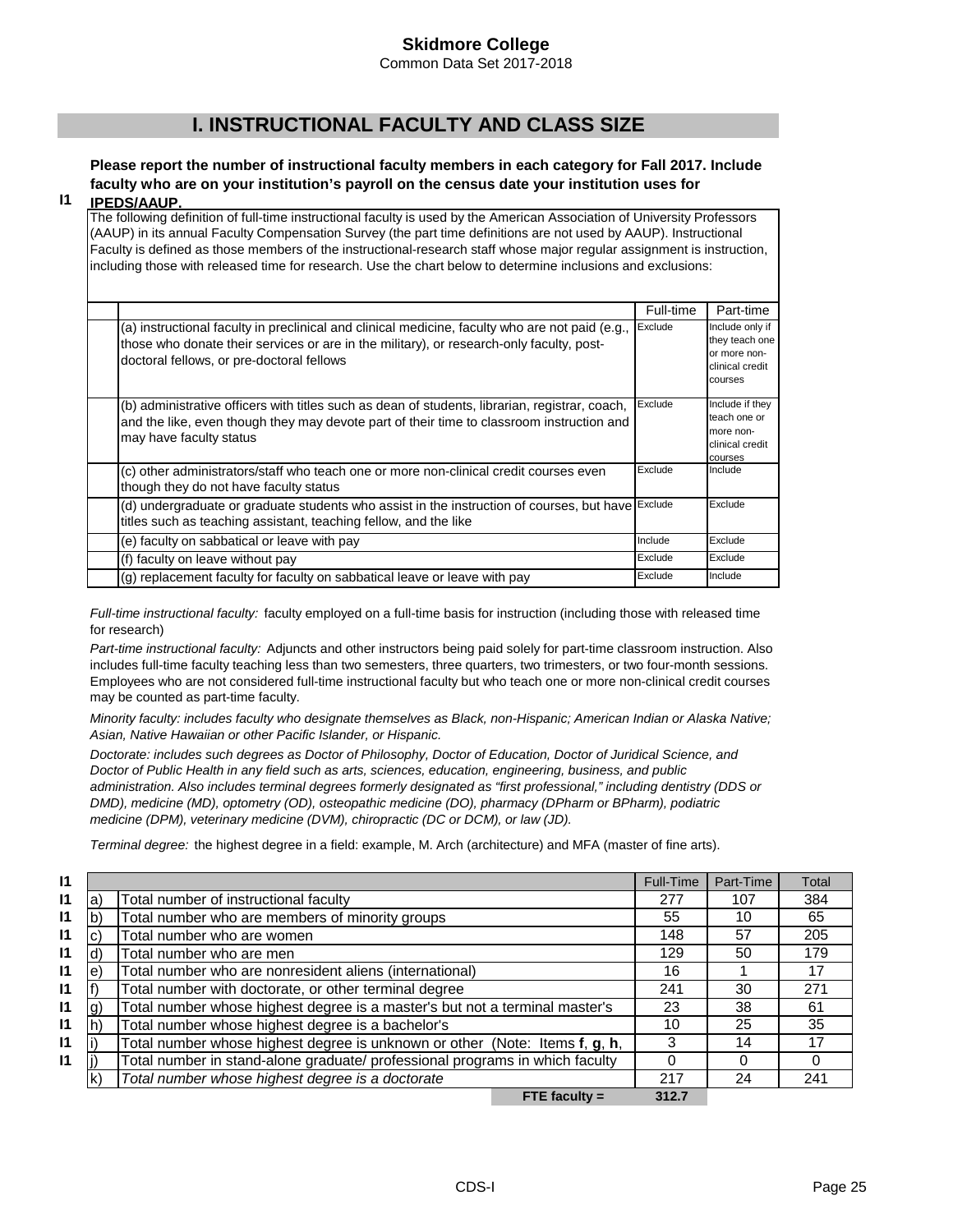# Skidmore College

Common Data Set 2017-2018

## I. INSTRUCTIONAL FACULTY AND CLASS SIZE

**I1** **Please report the number of instructional faculty members in each category for Fall 2017. Include faculty who are on your institution's payroll on the census date your institution uses for IPEDS/AAUP.**

The following definition of full-time instructional faculty is used by the American Association of University Professors (AAUP) in its annual Faculty Compensation Survey (the part time definitions are not used by AAUP). Instructional Faculty is defined as those members of the instructional-research staff whose major regular assignment is instruction, including those with released time for research. Use the chart below to determine inclusions and exclusions:

| | Full-time | Part-time |
|---|---|---|
| (a) instructional faculty in preclinical and clinical medicine, faculty who are not paid (e.g., those who donate their services or are in the military), or research-only faculty, post-doctoral fellows, or pre-doctoral fellows | Exclude | Include only if they teach one or more non-clinical credit courses |
| (b) administrative officers with titles such as dean of students, librarian, registrar, coach, and the like, even though they may devote part of their time to classroom instruction and may have faculty status | Exclude | Include if they teach one or more non-clinical credit courses |
| (c) other administrators/staff who teach one or more non-clinical credit courses even though they do not have faculty status | Exclude | Include |
| (d) undergraduate or graduate students who assist in the instruction of courses, but have titles such as teaching assistant, teaching fellow, and the like | Exclude | Exclude |
| (e) faculty on sabbatical or leave with pay | Include | Exclude |
| (f) faculty on leave without pay | Exclude | Exclude |
| (g) replacement faculty for faculty on sabbatical leave or leave with pay | Exclude | Include |

*Full-time instructional faculty:* faculty employed on a full-time basis for instruction (including those with released time for research)

*Part-time instructional faculty:* Adjuncts and other instructors being paid solely for part-time classroom instruction. Also includes full-time faculty teaching less than two semesters, three quarters, two trimesters, or two four-month sessions. Employees who are not considered full-time instructional faculty but who teach one or more non-clinical credit courses may be counted as part-time faculty.

*Minority faculty: includes faculty who designate themselves as Black, non-Hispanic; American Indian or Alaska Native; Asian, Native Hawaiian or other Pacific Islander, or Hispanic.*

*Doctorate: includes such degrees as Doctor of Philosophy, Doctor of Education, Doctor of Juridical Science, and Doctor of Public Health in any field such as arts, sciences, education, engineering, business, and public administration. Also includes terminal degrees formerly designated as "first professional," including dentistry (DDS or DMD), medicine (MD), optometry (OD), osteopathic medicine (DO), pharmacy (DPharm or BPharm), podiatric medicine (DPM), veterinary medicine (DVM), chiropractic (DC or DCM), or law (JD).*

*Terminal degree:* the highest degree in a field: example, M. Arch (architecture) and MFA (master of fine arts).

| | | | Full-Time | Part-Time | Total |
|---|---|---|---|---|---|
| I1 | a) | Total number of instructional faculty | 277 | 107 | 384 |
| I1 | b) | Total number who are members of minority groups | 55 | 10 | 65 |
| I1 | c) | Total number who are women | 148 | 57 | 205 |
| I1 | d) | Total number who are men | 129 | 50 | 179 |
| I1 | e) | Total number who are nonresident aliens (international) | 16 | 1 | 17 |
| I1 | f) | Total number with doctorate, or other terminal degree | 241 | 30 | 271 |
| I1 | g) | Total number whose highest degree is a master's but not a terminal master's | 23 | 38 | 61 |
| I1 | h) | Total number whose highest degree is a bachelor's | 10 | 25 | 35 |
| I1 | i) | Total number whose highest degree is unknown or other (Note: Items **f**, **g**, **h**, | 3 | 14 | 17 |
| I1 | j) | Total number in stand-alone graduate/ professional programs in which faculty | 0 | 0 | 0 |
| | k) | *Total number whose highest degree is a doctorate* | 217 | 24 | 241 |
| | | **FTE faculty =** | **312.7** | | |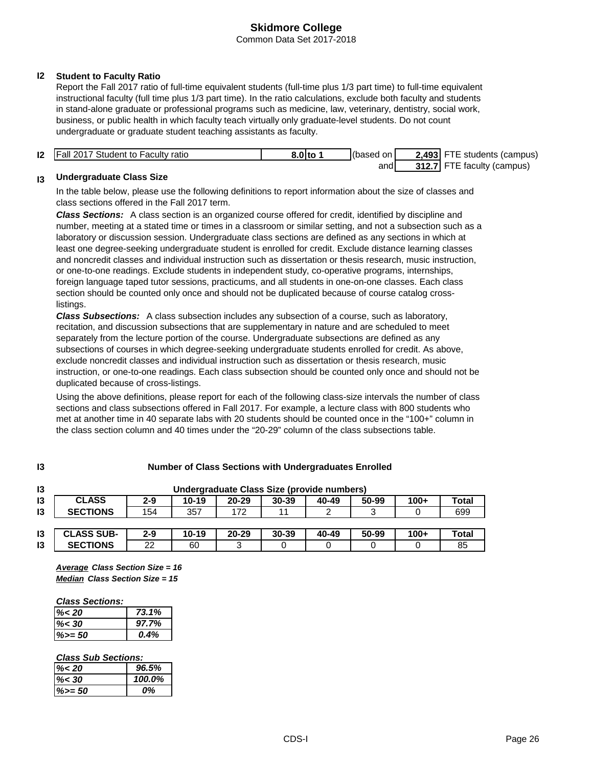# Skidmore College

Common Data Set 2017-2018

## I2 Student to Faculty Ratio

Report the Fall 2017 ratio of full-time equivalent students (full-time plus 1/3 part time) to full-time equivalent instructional faculty (full time plus 1/3 part time). In the ratio calculations, exclude both faculty and students in stand-alone graduate or professional programs such as medicine, law, veterinary, dentistry, social work, business, or public health in which faculty teach virtually only graduate-level students. Do not count undergraduate or graduate student teaching assistants as faculty.

| I2 | Fall 2017 Student to Faculty ratio | 8.0 to 1 | (based on | 2,493 | FTE students (campus) |
|---|---|---|---|---|---|
| | | | and | 312.7 | FTE faculty (campus) |

## I3 Undergraduate Class Size

In the table below, please use the following definitions to report information about the size of classes and class sections offered in the Fall 2017 term.

***Class Sections:*** A class section is an organized course offered for credit, identified by discipline and number, meeting at a stated time or times in a classroom or similar setting, and not a subsection such as a laboratory or discussion session. Undergraduate class sections are defined as any sections in which at least one degree-seeking undergraduate student is enrolled for credit. Exclude distance learning classes and noncredit classes and individual instruction such as dissertation or thesis research, music instruction, or one-to-one readings. Exclude students in independent study, co-operative programs, internships, foreign language taped tutor sessions, practicums, and all students in one-on-one classes. Each class section should be counted only once and should not be duplicated because of course catalog cross-listings.

***Class Subsections:*** A class subsection includes any subsection of a course, such as laboratory, recitation, and discussion subsections that are supplementary in nature and are scheduled to meet separately from the lecture portion of the course. Undergraduate subsections are defined as any subsections of courses in which degree-seeking undergraduate students enrolled for credit. As above, exclude noncredit classes and individual instruction such as dissertation or thesis research, music instruction, or one-to-one readings. Each class subsection should be counted only once and should not be duplicated because of cross-listings.

Using the above definitions, please report for each of the following class-size intervals the number of class sections and class subsections offered in Fall 2017. For example, a lecture class with 800 students who met at another time in 40 separate labs with 20 students should be counted once in the "100+" column in the class section column and 40 times under the "20-29" column of the class subsections table.

### I3 Number of Class Sections with Undergraduates Enrolled

**Undergraduate Class Size (provide numbers)**

| CLASS SECTIONS | 2-9 | 10-19 | 20-29 | 30-39 | 40-49 | 50-99 | 100+ | Total |
|---|---|---|---|---|---|---|---|---|
| SECTIONS | 154 | 357 | 172 | 11 | 2 | 3 | 0 | 699 |

| CLASS SUB-SECTIONS | 2-9 | 10-19 | 20-29 | 30-39 | 40-49 | 50-99 | 100+ | Total |
|---|---|---|---|---|---|---|---|---|
| SECTIONS | 22 | 60 | 3 | 0 | 0 | 0 | 0 | 85 |

***Average* Class Section Size = 16**

***Median* Class Section Size = 15**

***Class Sections:***

| | |
|---|---|
| %< 20 | 73.1% |
| %< 30 | 97.7% |
| %>= 50 | 0.4% |

***Class Sub Sections:***

| | |
|---|---|
| %< 20 | 96.5% |
| %< 30 | 100.0% |
| %>= 50 | 0% |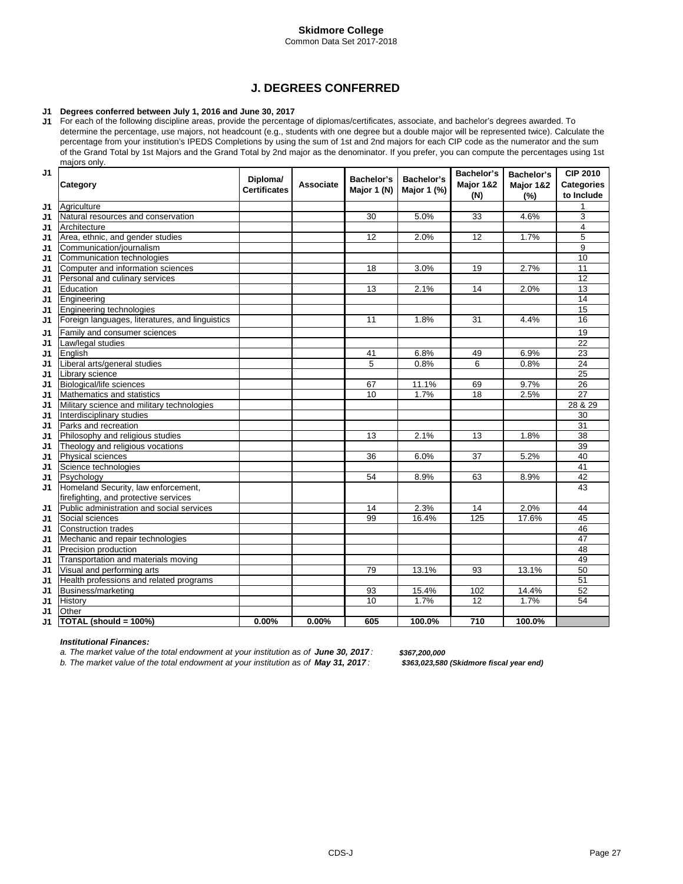**Skidmore College**
Common Data Set 2017-2018

## J. DEGREES CONFERRED

**J1 Degrees conferred between July 1, 2016 and June 30, 2017**

J1 For each of the following discipline areas, provide the percentage of diplomas/certificates, associate, and bachelor's degrees awarded. To determine the percentage, use majors, not headcount (e.g., students with one degree but a double major will be represented twice). Calculate the percentage from your institution's IPEDS Completions by using the sum of 1st and 2nd majors for each CIP code as the numerator and the sum of the Grand Total by 1st Majors and the Grand Total by 2nd major as the denominator. If you prefer, you can compute the percentages using 1st majors only.

| | Category | Diploma/ Certificates | Associate | Bachelor's Major 1 (N) | Bachelor's Major 1 (%) | Bachelor's Major 1&2 (N) | Bachelor's Major 1&2 (%) | CIP 2010 Categories to Include |
|---|---|---|---|---|---|---|---|---|
| J1 | Agriculture | | | | | | | 1 |
| J1 | Natural resources and conservation | | | 30 | 5.0% | 33 | 4.6% | 3 |
| J1 | Architecture | | | | | | | 4 |
| J1 | Area, ethnic, and gender studies | | | 12 | 2.0% | 12 | 1.7% | 5 |
| J1 | Communication/journalism | | | | | | | 9 |
| J1 | Communication technologies | | | | | | | 10 |
| J1 | Computer and information sciences | | | 18 | 3.0% | 19 | 2.7% | 11 |
| J1 | Personal and culinary services | | | | | | | 12 |
| J1 | Education | | | 13 | 2.1% | 14 | 2.0% | 13 |
| J1 | Engineering | | | | | | | 14 |
| J1 | Engineering technologies | | | | | | | 15 |
| J1 | Foreign languages, literatures, and linguistics | | | 11 | 1.8% | 31 | 4.4% | 16 |
| J1 | Family and consumer sciences | | | | | | | 19 |
| J1 | Law/legal studies | | | | | | | 22 |
| J1 | English | | | 41 | 6.8% | 49 | 6.9% | 23 |
| J1 | Liberal arts/general studies | | | 5 | 0.8% | 6 | 0.8% | 24 |
| J1 | Library science | | | | | | | 25 |
| J1 | Biological/life sciences | | | 67 | 11.1% | 69 | 9.7% | 26 |
| J1 | Mathematics and statistics | | | 10 | 1.7% | 18 | 2.5% | 27 |
| J1 | Military science and military technologies | | | | | | | 28 & 29 |
| J1 | Interdisciplinary studies | | | | | | | 30 |
| J1 | Parks and recreation | | | | | | | 31 |
| J1 | Philosophy and religious studies | | | 13 | 2.1% | 13 | 1.8% | 38 |
| J1 | Theology and religious vocations | | | | | | | 39 |
| J1 | Physical sciences | | | 36 | 6.0% | 37 | 5.2% | 40 |
| J1 | Science technologies | | | | | | | 41 |
| J1 | Psychology | | | 54 | 8.9% | 63 | 8.9% | 42 |
| J1 | Homeland Security, law enforcement, firefighting, and protective services | | | | | | | 43 |
| J1 | Public administration and social services | | | 14 | 2.3% | 14 | 2.0% | 44 |
| J1 | Social sciences | | | 99 | 16.4% | 125 | 17.6% | 45 |
| J1 | Construction trades | | | | | | | 46 |
| J1 | Mechanic and repair technologies | | | | | | | 47 |
| J1 | Precision production | | | | | | | 48 |
| J1 | Transportation and materials moving | | | | | | | 49 |
| J1 | Visual and performing arts | | | 79 | 13.1% | 93 | 13.1% | 50 |
| J1 | Health professions and related programs | | | | | | | 51 |
| J1 | Business/marketing | | | 93 | 15.4% | 102 | 14.4% | 52 |
| J1 | History | | | 10 | 1.7% | 12 | 1.7% | 54 |
| J1 | Other | | | | | | | |
| J1 | **TOTAL (should = 100%)** | **0.00%** | **0.00%** | **605** | **100.0%** | **710** | **100.0%** | |

***Institutional Finances:***

*a. The market value of the total endowment at your institution as of* ***June 30, 2017****:* ***$367,200,000***

*b. The market value of the total endowment at your institution as of* ***May 31, 2017****:* ***$363,023,580 (Skidmore fiscal year end)***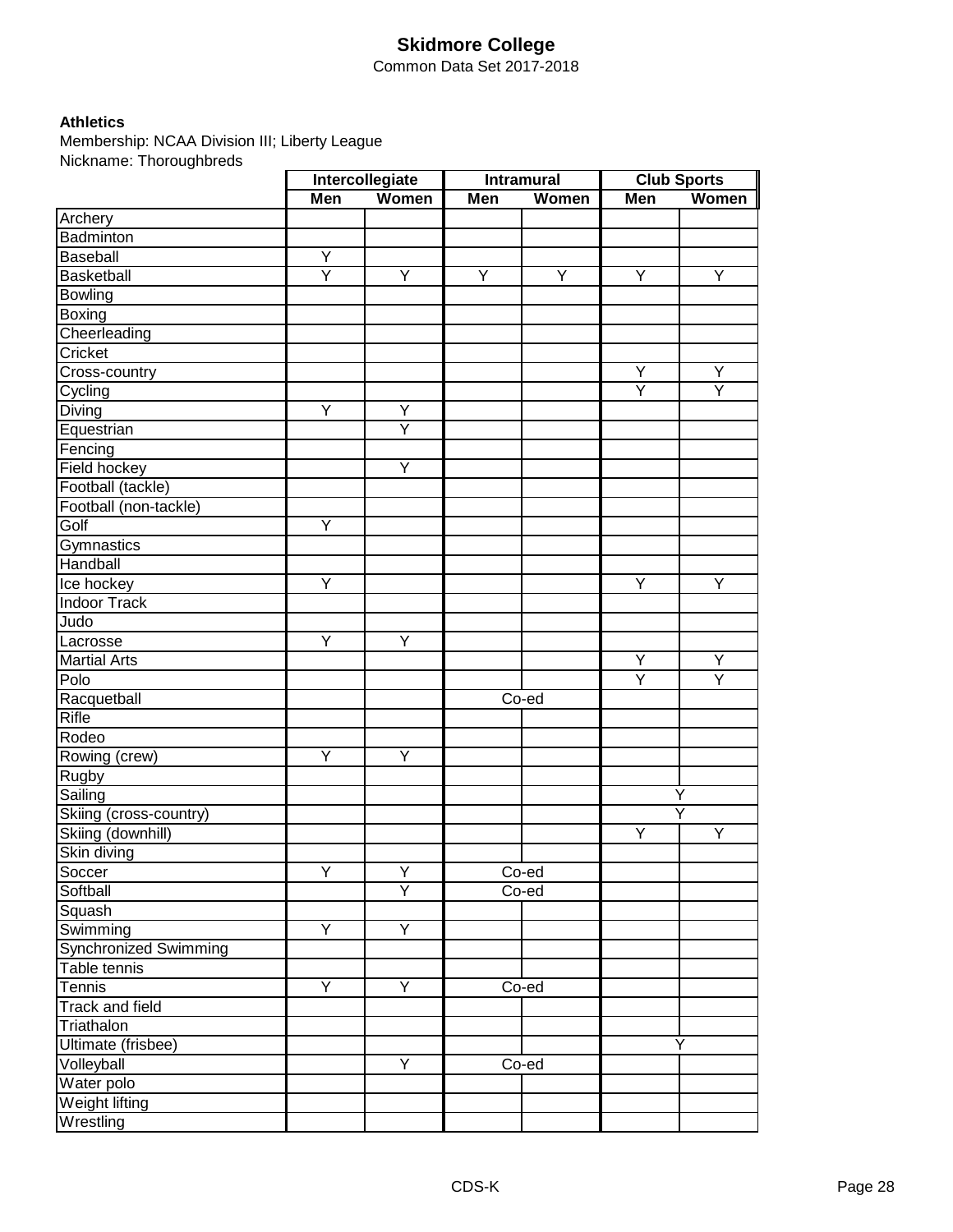# Skidmore College

Common Data Set 2017-2018

**Athletics**

Membership: NCAA Division III; Liberty League

Nickname: Thoroughbreds

| | Intercollegiate | | Intramural | | Club Sports | |
|---|---|---|---|---|---|---|
| | Men | Women | Men | Women | Men | Women |
| Archery | | | | | | |
| Badminton | | | | | | |
| Baseball | Y | | | | | |
| Basketball | Y | Y | Y | Y | Y | Y |
| Bowling | | | | | | |
| Boxing | | | | | | |
| Cheerleading | | | | | | |
| Cricket | | | | | | |
| Cross-country | | | | | Y | Y |
| Cycling | | | | | Y | Y |
| Diving | Y | Y | | | | |
| Equestrian | | Y | | | | |
| Fencing | | | | | | |
| Field hockey | | Y | | | | |
| Football (tackle) | | | | | | |
| Football (non-tackle) | | | | | | |
| Golf | Y | | | | | |
| Gymnastics | | | | | | |
| Handball | | | | | | |
| Ice hockey | Y | | | | Y | Y |
| Indoor Track | | | | | | |
| Judo | | | | | | |
| Lacrosse | Y | Y | | | | |
| Martial Arts | | | | | Y | Y |
| Polo | | | | | Y | Y |
| Racquetball | | | Co-ed | | | |
| Rifle | | | | | | |
| Rodeo | | | | | | |
| Rowing (crew) | Y | Y | | | | |
| Rugby | | | | | | |
| Sailing | | | | | Y | |
| Skiing (cross-country) | | | | | Y | |
| Skiing (downhill) | | | | | Y | Y |
| Skin diving | | | | | | |
| Soccer | Y | Y | Co-ed | | | |
| Softball | | Y | Co-ed | | | |
| Squash | | | | | | |
| Swimming | Y | Y | | | | |
| Synchronized Swimming | | | | | | |
| Table tennis | | | | | | |
| Tennis | Y | Y | Co-ed | | | |
| Track and field | | | | | | |
| Triathalon | | | | | | |
| Ultimate (frisbee) | | | | | Y | |
| Volleyball | | Y | Co-ed | | | |
| Water polo | | | | | | |
| Weight lifting | | | | | | |
| Wrestling | | | | | | |

CDS-K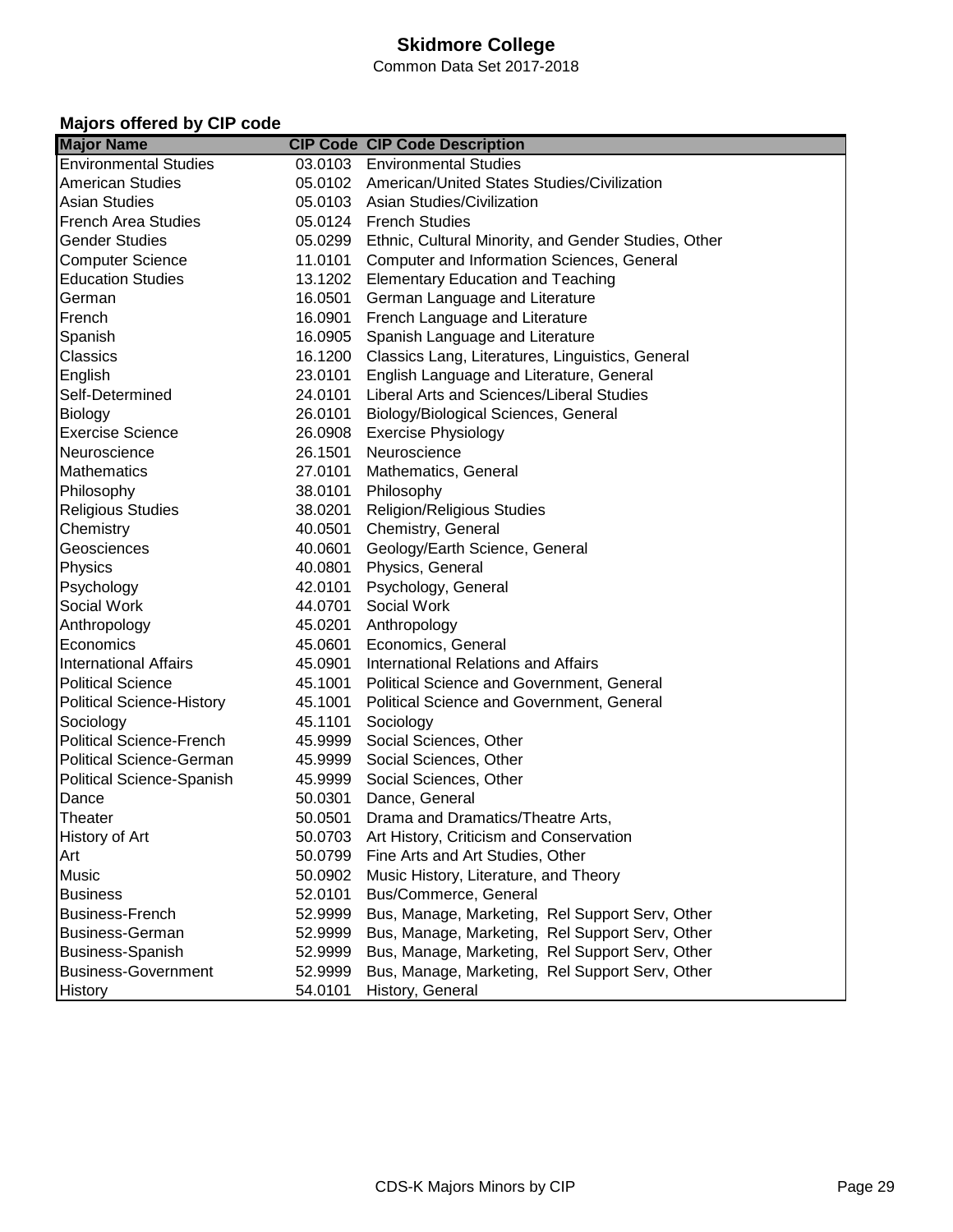# Skidmore College

Common Data Set 2017-2018

### Majors offered by CIP code

| Major Name | CIP Code | CIP Code Description |
|---|---|---|
| Environmental Studies | 03.0103 | Environmental Studies |
| American Studies | 05.0102 | American/United States Studies/Civilization |
| Asian Studies | 05.0103 | Asian Studies/Civilization |
| French Area Studies | 05.0124 | French Studies |
| Gender Studies | 05.0299 | Ethnic, Cultural Minority, and Gender Studies, Other |
| Computer Science | 11.0101 | Computer and Information Sciences, General |
| Education Studies | 13.1202 | Elementary Education and Teaching |
| German | 16.0501 | German Language and Literature |
| French | 16.0901 | French Language and Literature |
| Spanish | 16.0905 | Spanish Language and Literature |
| Classics | 16.1200 | Classics Lang, Literatures, Linguistics, General |
| English | 23.0101 | English Language and Literature, General |
| Self-Determined | 24.0101 | Liberal Arts and Sciences/Liberal Studies |
| Biology | 26.0101 | Biology/Biological Sciences, General |
| Exercise Science | 26.0908 | Exercise Physiology |
| Neuroscience | 26.1501 | Neuroscience |
| Mathematics | 27.0101 | Mathematics, General |
| Philosophy | 38.0101 | Philosophy |
| Religious Studies | 38.0201 | Religion/Religious Studies |
| Chemistry | 40.0501 | Chemistry, General |
| Geosciences | 40.0601 | Geology/Earth Science, General |
| Physics | 40.0801 | Physics, General |
| Psychology | 42.0101 | Psychology, General |
| Social Work | 44.0701 | Social Work |
| Anthropology | 45.0201 | Anthropology |
| Economics | 45.0601 | Economics, General |
| International Affairs | 45.0901 | International Relations and Affairs |
| Political Science | 45.1001 | Political Science and Government, General |
| Political Science-History | 45.1001 | Political Science and Government, General |
| Sociology | 45.1101 | Sociology |
| Political Science-French | 45.9999 | Social Sciences, Other |
| Political Science-German | 45.9999 | Social Sciences, Other |
| Political Science-Spanish | 45.9999 | Social Sciences, Other |
| Dance | 50.0301 | Dance, General |
| Theater | 50.0501 | Drama and Dramatics/Theatre Arts, |
| History of Art | 50.0703 | Art History, Criticism and Conservation |
| Art | 50.0799 | Fine Arts and Art Studies, Other |
| Music | 50.0902 | Music History, Literature, and Theory |
| Business | 52.0101 | Bus/Commerce, General |
| Business-French | 52.9999 | Bus, Manage, Marketing, Rel Support Serv, Other |
| Business-German | 52.9999 | Bus, Manage, Marketing, Rel Support Serv, Other |
| Business-Spanish | 52.9999 | Bus, Manage, Marketing, Rel Support Serv, Other |
| Business-Government | 52.9999 | Bus, Manage, Marketing, Rel Support Serv, Other |
| History | 54.0101 | History, General |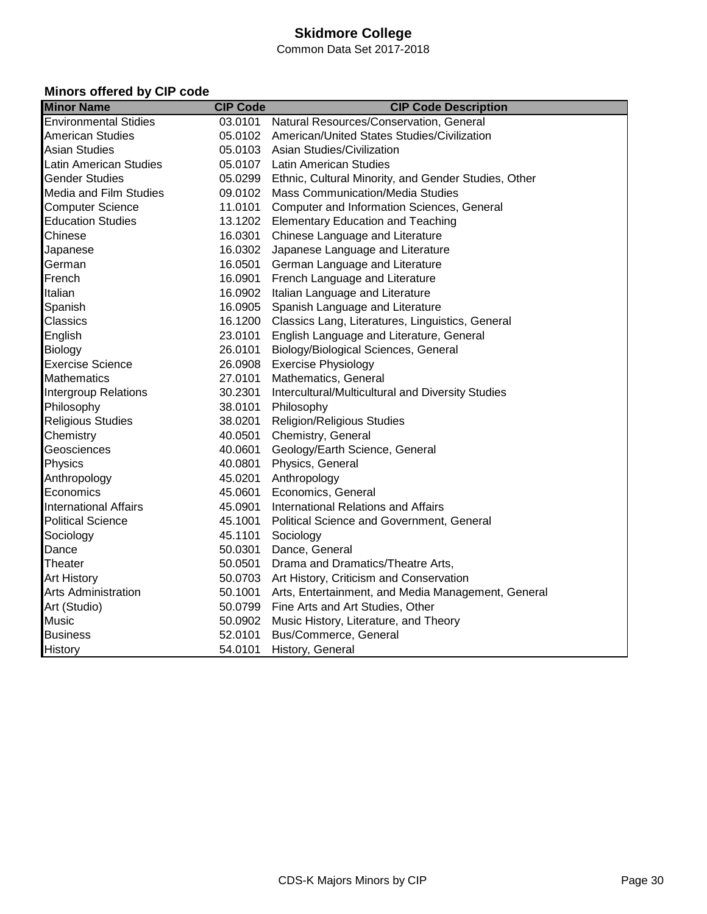# Skidmore College

Common Data Set 2017-2018

## Minors offered by CIP code

| Minor Name | CIP Code | CIP Code Description |
| --- | --- | --- |
| Environmental Stidies | 03.0101 | Natural Resources/Conservation, General |
| American Studies | 05.0102 | American/United States Studies/Civilization |
| Asian Studies | 05.0103 | Asian Studies/Civilization |
| Latin American Studies | 05.0107 | Latin American Studies |
| Gender Studies | 05.0299 | Ethnic, Cultural Minority, and Gender Studies, Other |
| Media and Film Studies | 09.0102 | Mass Communication/Media Studies |
| Computer Science | 11.0101 | Computer and Information Sciences, General |
| Education Studies | 13.1202 | Elementary Education and Teaching |
| Chinese | 16.0301 | Chinese Language and Literature |
| Japanese | 16.0302 | Japanese Language and Literature |
| German | 16.0501 | German Language and Literature |
| French | 16.0901 | French Language and Literature |
| Italian | 16.0902 | Italian Language and Literature |
| Spanish | 16.0905 | Spanish Language and Literature |
| Classics | 16.1200 | Classics Lang, Literatures, Linguistics, General |
| English | 23.0101 | English Language and Literature, General |
| Biology | 26.0101 | Biology/Biological Sciences, General |
| Exercise Science | 26.0908 | Exercise Physiology |
| Mathematics | 27.0101 | Mathematics, General |
| Intergroup Relations | 30.2301 | Intercultural/Multicultural and Diversity Studies |
| Philosophy | 38.0101 | Philosophy |
| Religious Studies | 38.0201 | Religion/Religious Studies |
| Chemistry | 40.0501 | Chemistry, General |
| Geosciences | 40.0601 | Geology/Earth Science, General |
| Physics | 40.0801 | Physics, General |
| Anthropology | 45.0201 | Anthropology |
| Economics | 45.0601 | Economics, General |
| International Affairs | 45.0901 | International Relations and Affairs |
| Political Science | 45.1001 | Political Science and Government, General |
| Sociology | 45.1101 | Sociology |
| Dance | 50.0301 | Dance, General |
| Theater | 50.0501 | Drama and Dramatics/Theatre Arts, |
| Art History | 50.0703 | Art History, Criticism and Conservation |
| Arts Administration | 50.1001 | Arts, Entertainment, and Media Management, General |
| Art (Studio) | 50.0799 | Fine Arts and Art Studies, Other |
| Music | 50.0902 | Music History, Literature, and Theory |
| Business | 52.0101 | Bus/Commerce, General |
| History | 54.0101 | History, General |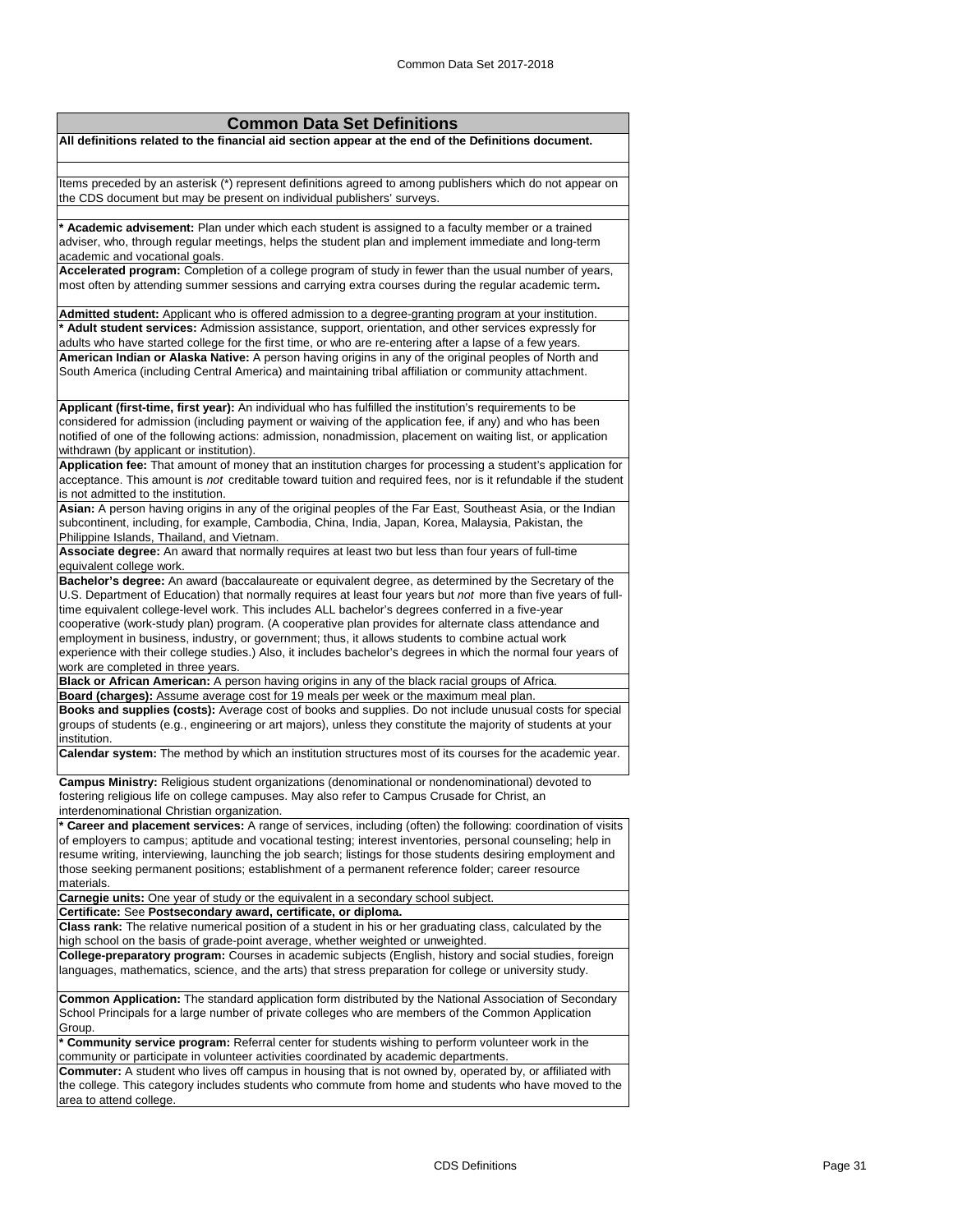## Common Data Set Definitions

**All definitions related to the financial aid section appear at the end of the Definitions document.**

Items preceded by an asterisk (*) represent definitions agreed to among publishers which do not appear on the CDS document but may be present on individual publishers' surveys.

**\* Academic advisement:** Plan under which each student is assigned to a faculty member or a trained adviser, who, through regular meetings, helps the student plan and implement immediate and long-term academic and vocational goals.

**Accelerated program:** Completion of a college program of study in fewer than the usual number of years, most often by attending summer sessions and carrying extra courses during the regular academic term**.**

**Admitted student:** Applicant who is offered admission to a degree-granting program at your institution.

**\* Adult student services:** Admission assistance, support, orientation, and other services expressly for adults who have started college for the first time, or who are re-entering after a lapse of a few years.

**American Indian or Alaska Native:** A person having origins in any of the original peoples of North and South America (including Central America) and maintaining tribal affiliation or community attachment.

**Applicant (first-time, first year):** An individual who has fulfilled the institution's requirements to be considered for admission (including payment or waiving of the application fee, if any) and who has been notified of one of the following actions: admission, nonadmission, placement on waiting list, or application withdrawn (by applicant or institution).

**Application fee:** That amount of money that an institution charges for processing a student's application for acceptance. This amount is *not* creditable toward tuition and required fees, nor is it refundable if the student is not admitted to the institution.

**Asian:** A person having origins in any of the original peoples of the Far East, Southeast Asia, or the Indian subcontinent, including, for example, Cambodia, China, India, Japan, Korea, Malaysia, Pakistan, the Philippine Islands, Thailand, and Vietnam.

**Associate degree:** An award that normally requires at least two but less than four years of full-time equivalent college work.

**Bachelor's degree:** An award (baccalaureate or equivalent degree, as determined by the Secretary of the U.S. Department of Education) that normally requires at least four years but *not* more than five years of full-time equivalent college-level work. This includes ALL bachelor's degrees conferred in a five-year cooperative (work-study plan) program. (A cooperative plan provides for alternate class attendance and employment in business, industry, or government; thus, it allows students to combine actual work experience with their college studies.) Also, it includes bachelor's degrees in which the normal four years of work are completed in three years.

**Black or African American:** A person having origins in any of the black racial groups of Africa.

**Board (charges):** Assume average cost for 19 meals per week or the maximum meal plan.

**Books and supplies (costs):** Average cost of books and supplies. Do not include unusual costs for special groups of students (e.g., engineering or art majors), unless they constitute the majority of students at your institution.

**Calendar system:** The method by which an institution structures most of its courses for the academic year.

**Campus Ministry:** Religious student organizations (denominational or nondenominational) devoted to fostering religious life on college campuses. May also refer to Campus Crusade for Christ, an interdenominational Christian organization.

**\* Career and placement services:** A range of services, including (often) the following: coordination of visits of employers to campus; aptitude and vocational testing; interest inventories, personal counseling; help in resume writing, interviewing, launching the job search; listings for those students desiring employment and those seeking permanent positions; establishment of a permanent reference folder; career resource materials.

**Carnegie units:** One year of study or the equivalent in a secondary school subject.

**Certificate:** See **Postsecondary award, certificate, or diploma.**

**Class rank:** The relative numerical position of a student in his or her graduating class, calculated by the high school on the basis of grade-point average, whether weighted or unweighted.

**College-preparatory program:** Courses in academic subjects (English, history and social studies, foreign languages, mathematics, science, and the arts) that stress preparation for college or university study.

**Common Application:** The standard application form distributed by the National Association of Secondary School Principals for a large number of private colleges who are members of the Common Application Group.

**\* Community service program:** Referral center for students wishing to perform volunteer work in the community or participate in volunteer activities coordinated by academic departments.

**Commuter:** A student who lives off campus in housing that is not owned by, operated by, or affiliated with the college. This category includes students who commute from home and students who have moved to the area to attend college.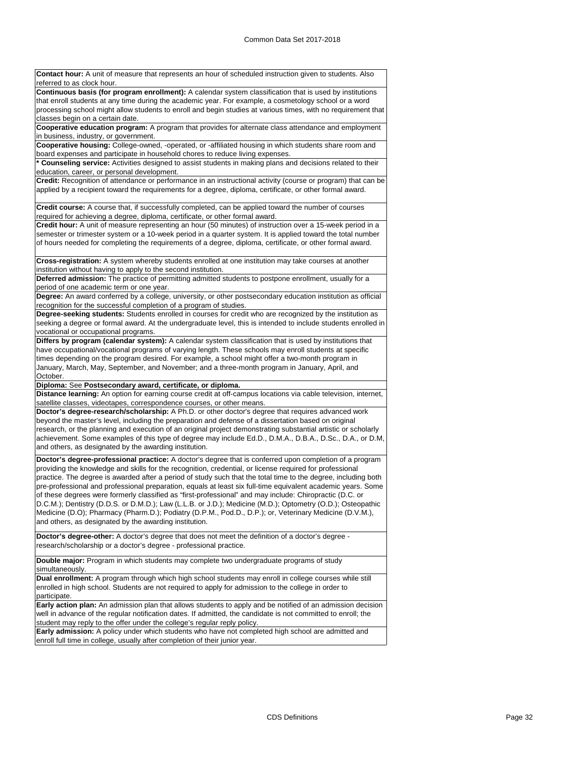**Contact hour:** A unit of measure that represents an hour of scheduled instruction given to students. Also referred to as clock hour.

**Continuous basis (for program enrollment):** A calendar system classification that is used by institutions that enroll students at any time during the academic year. For example, a cosmetology school or a word processing school might allow students to enroll and begin studies at various times, with no requirement that classes begin on a certain date.

**Cooperative education program:** A program that provides for alternate class attendance and employment in business, industry, or government.

**Cooperative housing:** College-owned, -operated, or -affiliated housing in which students share room and board expenses and participate in household chores to reduce living expenses.

*** Counseling service:** Activities designed to assist students in making plans and decisions related to their education, career, or personal development.

**Credit:** Recognition of attendance or performance in an instructional activity (course or program) that can be applied by a recipient toward the requirements for a degree, diploma, certificate, or other formal award.

**Credit course:** A course that, if successfully completed, can be applied toward the number of courses required for achieving a degree, diploma, certificate, or other formal award.

**Credit hour:** A unit of measure representing an hour (50 minutes) of instruction over a 15-week period in a semester or trimester system or a 10-week period in a quarter system. It is applied toward the total number of hours needed for completing the requirements of a degree, diploma, certificate, or other formal award.

**Cross-registration:** A system whereby students enrolled at one institution may take courses at another institution without having to apply to the second institution.

**Deferred admission:** The practice of permitting admitted students to postpone enrollment, usually for a period of one academic term or one year.

**Degree:** An award conferred by a college, university, or other postsecondary education institution as official recognition for the successful completion of a program of studies.

**Degree-seeking students:** Students enrolled in courses for credit who are recognized by the institution as seeking a degree or formal award. At the undergraduate level, this is intended to include students enrolled in vocational or occupational programs.

**Differs by program (calendar system):** A calendar system classification that is used by institutions that have occupational/vocational programs of varying length. These schools may enroll students at specific times depending on the program desired. For example, a school might offer a two-month program in January, March, May, September, and November; and a three-month program in January, April, and October.

**Diploma:** See **Postsecondary award, certificate, or diploma.**

**Distance learning:** An option for earning course credit at off-campus locations via cable television, internet, satellite classes, videotapes, correspondence courses, or other means.

**Doctor's degree-research/scholarship:** A Ph.D. or other doctor's degree that requires advanced work beyond the master's level, including the preparation and defense of a dissertation based on original research, or the planning and execution of an original project demonstrating substantial artistic or scholarly achievement. Some examples of this type of degree may include Ed.D., D.M.A., D.B.A., D.Sc., D.A., or D.M, and others, as designated by the awarding institution.

**Doctor's degree-professional practice:** A doctor's degree that is conferred upon completion of a program providing the knowledge and skills for the recognition, credential, or license required for professional practice. The degree is awarded after a period of study such that the total time to the degree, including both pre-professional and professional preparation, equals at least six full-time equivalent academic years. Some of these degrees were formerly classified as "first-professional" and may include: Chiropractic (D.C. or D.C.M.); Dentistry (D.D.S. or D.M.D.); Law (L.L.B. or J.D.); Medicine (M.D.); Optometry (O.D.); Osteopathic Medicine (D.O); Pharmacy (Pharm.D.); Podiatry (D.P.M., Pod.D., D.P.); or, Veterinary Medicine (D.V.M.), and others, as designated by the awarding institution.

**Doctor's degree-other:** A doctor's degree that does not meet the definition of a doctor's degree - research/scholarship or a doctor's degree - professional practice.

**Double major:** Program in which students may complete two undergraduate programs of study simultaneously.

**Dual enrollment:** A program through which high school students may enroll in college courses while still enrolled in high school. Students are not required to apply for admission to the college in order to participate.

**Early action plan:** An admission plan that allows students to apply and be notified of an admission decision well in advance of the regular notification dates. If admitted, the candidate is not committed to enroll; the student may reply to the offer under the college's regular reply policy.

**Early admission:** A policy under which students who have not completed high school are admitted and enroll full time in college, usually after completion of their junior year.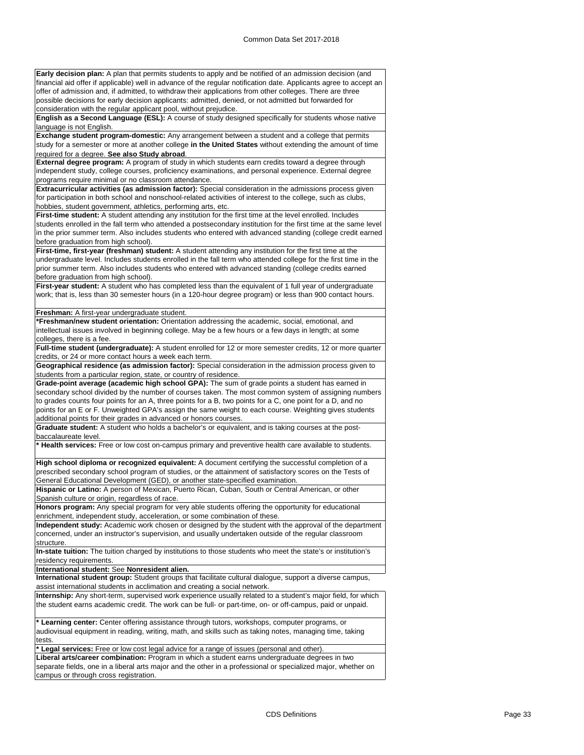**Early decision plan:** A plan that permits students to apply and be notified of an admission decision (and financial aid offer if applicable) well in advance of the regular notification date. Applicants agree to accept an offer of admission and, if admitted, to withdraw their applications from other colleges. There are three possible decisions for early decision applicants: admitted, denied, or not admitted but forwarded for consideration with the regular applicant pool, without prejudice.

**English as a Second Language (ESL):** A course of study designed specifically for students whose native language is not English.

**Exchange student program-domestic:** Any arrangement between a student and a college that permits study for a semester or more at another college **in the United States** without extending the amount of time required for a degree. **See also Study abroad**.

**External degree program:** A program of study in which students earn credits toward a degree through independent study, college courses, proficiency examinations, and personal experience. External degree programs require minimal or no classroom attendance.

**Extracurricular activities (as admission factor):** Special consideration in the admissions process given for participation in both school and nonschool-related activities of interest to the college, such as clubs, hobbies, student government, athletics, performing arts, etc.

**First-time student:** A student attending any institution for the first time at the level enrolled. Includes students enrolled in the fall term who attended a postsecondary institution for the first time at the same level in the prior summer term. Also includes students who entered with advanced standing (college credit earned before graduation from high school).

**First-time, first-year (freshman) student:** A student attending any institution for the first time at the undergraduate level. Includes students enrolled in the fall term who attended college for the first time in the prior summer term. Also includes students who entered with advanced standing (college credits earned before graduation from high school).

**First-year student:** A student who has completed less than the equivalent of 1 full year of undergraduate work; that is, less than 30 semester hours (in a 120-hour degree program) or less than 900 contact hours.

**Freshman:** A first-year undergraduate student.

***Freshman/new student orientation:** Orientation addressing the academic, social, emotional, and intellectual issues involved in beginning college. May be a few hours or a few days in length; at some colleges, there is a fee.

**Full-time student (undergraduate):** A student enrolled for 12 or more semester credits, 12 or more quarter credits, or 24 or more contact hours a week each term.

**Geographical residence (as admission factor):** Special consideration in the admission process given to students from a particular region, state, or country of residence.

**Grade-point average (academic high school GPA):** The sum of grade points a student has earned in secondary school divided by the number of courses taken. The most common system of assigning numbers to grades counts four points for an A, three points for a B, two points for a C, one point for a D, and no points for an E or F. Unweighted GPA's assign the same weight to each course. Weighting gives students additional points for their grades in advanced or honors courses.

**Graduate student:** A student who holds a bachelor's or equivalent, and is taking courses at the post-baccalaureate level.

*** Health services:** Free or low cost on-campus primary and preventive health care available to students.

**High school diploma or recognized equivalent:** A document certifying the successful completion of a prescribed secondary school program of studies, or the attainment of satisfactory scores on the Tests of General Educational Development (GED), or another state-specified examination.

**Hispanic or Latino:** A person of Mexican, Puerto Rican, Cuban, South or Central American, or other Spanish culture or origin, regardless of race.

**Honors program:** Any special program for very able students offering the opportunity for educational enrichment, independent study, acceleration, or some combination of these.

**Independent study:** Academic work chosen or designed by the student with the approval of the department concerned, under an instructor's supervision, and usually undertaken outside of the regular classroom structure.

**In-state tuition:** The tuition charged by institutions to those students who meet the state's or institution's residency requirements.

**International student:** See **Nonresident alien.**

**International student group:** Student groups that facilitate cultural dialogue, support a diverse campus, assist international students in acclimation and creating a social network.

**Internship:** Any short-term, supervised work experience usually related to a student's major field, for which the student earns academic credit. The work can be full- or part-time, on- or off-campus, paid or unpaid.

*** Learning center:** Center offering assistance through tutors, workshops, computer programs, or audiovisual equipment in reading, writing, math, and skills such as taking notes, managing time, taking tests.

*** Legal services:** Free or low cost legal advice for a range of issues (personal and other).

**Liberal arts/career combination:** Program in which a student earns undergraduate degrees in two separate fields, one in a liberal arts major and the other in a professional or specialized major, whether on campus or through cross registration.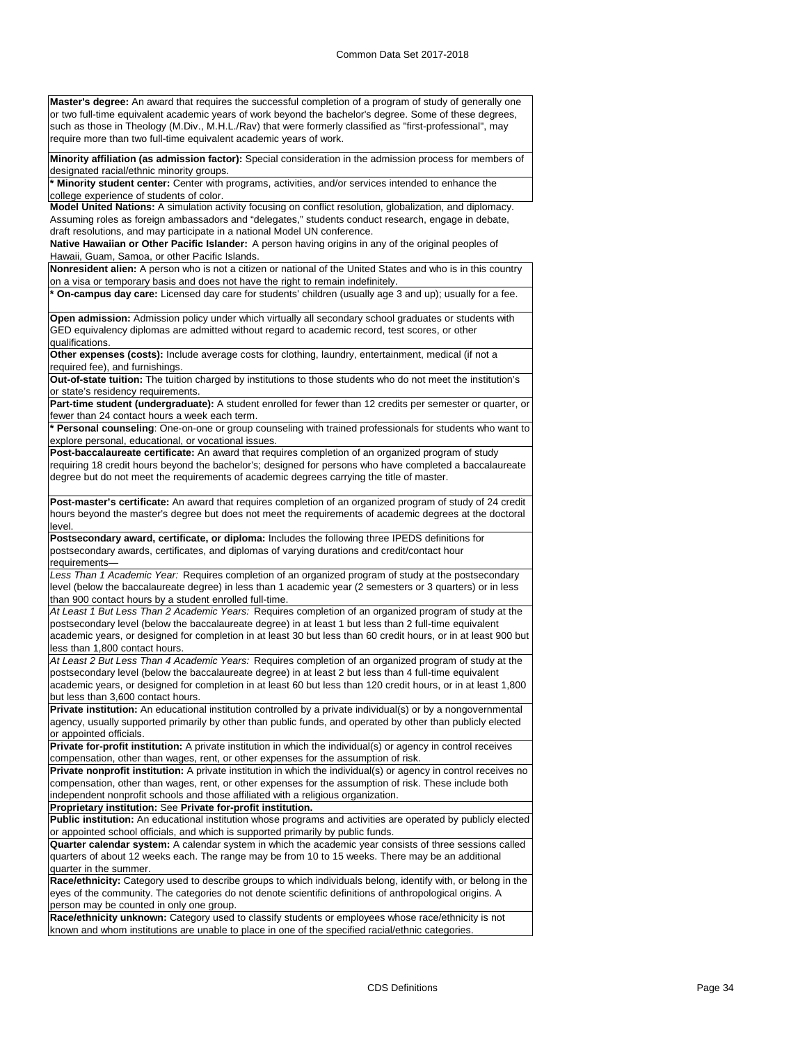**Master's degree:** An award that requires the successful completion of a program of study of generally one or two full-time equivalent academic years of work beyond the bachelor's degree. Some of these degrees, such as those in Theology (M.Div., M.H.L./Rav) that were formerly classified as "first-professional", may require more than two full-time equivalent academic years of work.

**Minority affiliation (as admission factor):** Special consideration in the admission process for members of designated racial/ethnic minority groups.

**\* Minority student center:** Center with programs, activities, and/or services intended to enhance the college experience of students of color.

**Model United Nations:** A simulation activity focusing on conflict resolution, globalization, and diplomacy. Assuming roles as foreign ambassadors and "delegates," students conduct research, engage in debate, draft resolutions, and may participate in a national Model UN conference.

**Native Hawaiian or Other Pacific Islander:** A person having origins in any of the original peoples of Hawaii, Guam, Samoa, or other Pacific Islands.

**Nonresident alien:** A person who is not a citizen or national of the United States and who is in this country on a visa or temporary basis and does not have the right to remain indefinitely.

**\* On-campus day care:** Licensed day care for students' children (usually age 3 and up); usually for a fee.

**Open admission:** Admission policy under which virtually all secondary school graduates or students with GED equivalency diplomas are admitted without regard to academic record, test scores, or other qualifications.

**Other expenses (costs):** Include average costs for clothing, laundry, entertainment, medical (if not a required fee), and furnishings.

**Out-of-state tuition:** The tuition charged by institutions to those students who do not meet the institution's or state's residency requirements.

**Part-time student (undergraduate):** A student enrolled for fewer than 12 credits per semester or quarter, or fewer than 24 contact hours a week each term.

**\* Personal counseling**: One-on-one or group counseling with trained professionals for students who want to explore personal, educational, or vocational issues.

**Post-baccalaureate certificate:** An award that requires completion of an organized program of study requiring 18 credit hours beyond the bachelor's; designed for persons who have completed a baccalaureate degree but do not meet the requirements of academic degrees carrying the title of master.

**Post-master's certificate:** An award that requires completion of an organized program of study of 24 credit hours beyond the master's degree but does not meet the requirements of academic degrees at the doctoral level.

**Postsecondary award, certificate, or diploma:** Includes the following three IPEDS definitions for postsecondary awards, certificates, and diplomas of varying durations and credit/contact hour requirements—

*Less Than 1 Academic Year:* Requires completion of an organized program of study at the postsecondary level (below the baccalaureate degree) in less than 1 academic year (2 semesters or 3 quarters) or in less than 900 contact hours by a student enrolled full-time.

*At Least 1 But Less Than 2 Academic Years:* Requires completion of an organized program of study at the postsecondary level (below the baccalaureate degree) in at least 1 but less than 2 full-time equivalent academic years, or designed for completion in at least 30 but less than 60 credit hours, or in at least 900 but less than 1,800 contact hours.

*At Least 2 But Less Than 4 Academic Years:* Requires completion of an organized program of study at the postsecondary level (below the baccalaureate degree) in at least 2 but less than 4 full-time equivalent academic years, or designed for completion in at least 60 but less than 120 credit hours, or in at least 1,800 but less than 3,600 contact hours.

**Private institution:** An educational institution controlled by a private individual(s) or by a nongovernmental agency, usually supported primarily by other than public funds, and operated by other than publicly elected or appointed officials.

**Private for-profit institution:** A private institution in which the individual(s) or agency in control receives compensation, other than wages, rent, or other expenses for the assumption of risk.

**Private nonprofit institution:** A private institution in which the individual(s) or agency in control receives no compensation, other than wages, rent, or other expenses for the assumption of risk. These include both independent nonprofit schools and those affiliated with a religious organization.

**Proprietary institution:** See **Private for-profit institution.**

**Public institution:** An educational institution whose programs and activities are operated by publicly elected or appointed school officials, and which is supported primarily by public funds.

**Quarter calendar system:** A calendar system in which the academic year consists of three sessions called quarters of about 12 weeks each. The range may be from 10 to 15 weeks. There may be an additional quarter in the summer.

**Race/ethnicity:** Category used to describe groups to which individuals belong, identify with, or belong in the eyes of the community. The categories do not denote scientific definitions of anthropological origins. A person may be counted in only one group.

**Race/ethnicity unknown:** Category used to classify students or employees whose race/ethnicity is not known and whom institutions are unable to place in one of the specified racial/ethnic categories.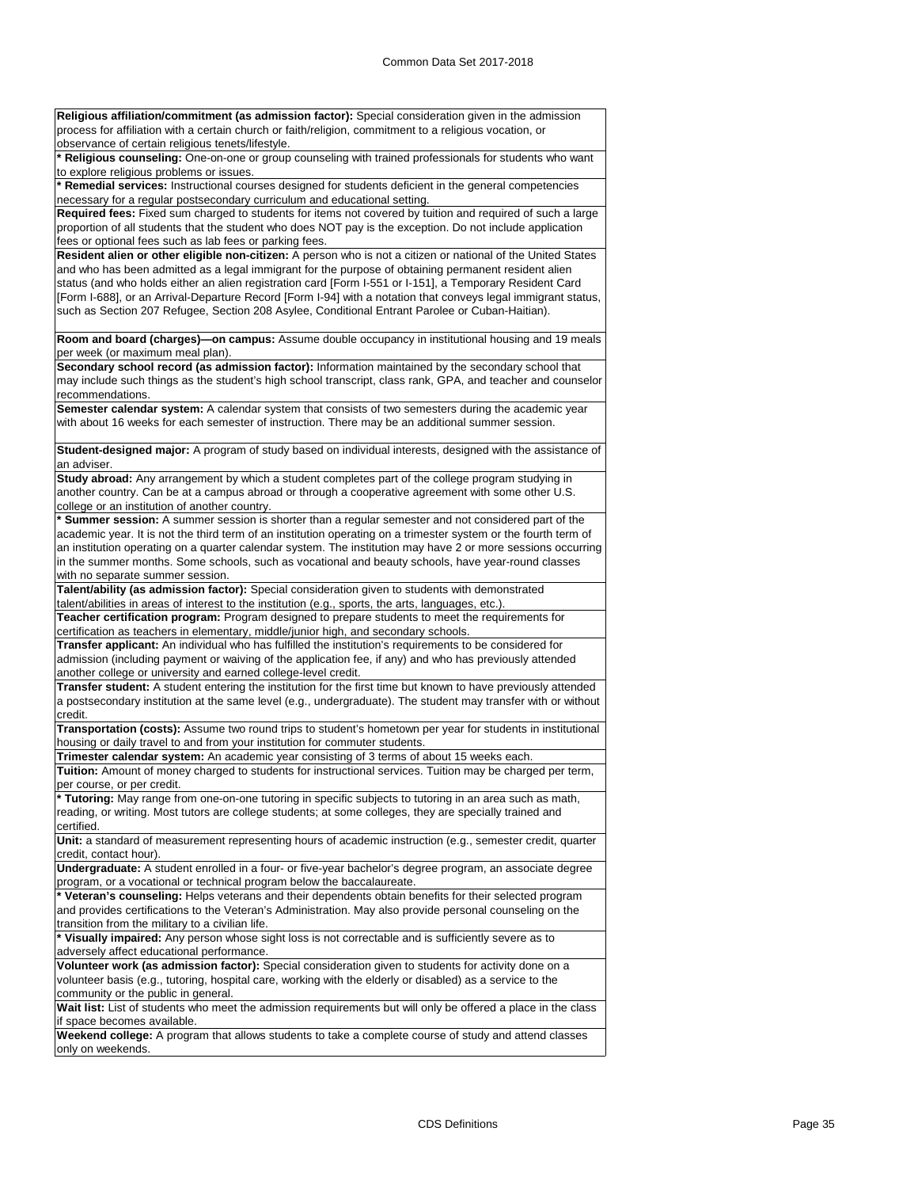**Religious affiliation/commitment (as admission factor):** Special consideration given in the admission process for affiliation with a certain church or faith/religion, commitment to a religious vocation, or observance of certain religious tenets/lifestyle.

* **Religious counseling:** One-on-one or group counseling with trained professionals for students who want to explore religious problems or issues.

* **Remedial services:** Instructional courses designed for students deficient in the general competencies necessary for a regular postsecondary curriculum and educational setting.

**Required fees:** Fixed sum charged to students for items not covered by tuition and required of such a large proportion of all students that the student who does NOT pay is the exception. Do not include application fees or optional fees such as lab fees or parking fees.

**Resident alien or other eligible non-citizen:** A person who is not a citizen or national of the United States and who has been admitted as a legal immigrant for the purpose of obtaining permanent resident alien status (and who holds either an alien registration card [Form I-551 or I-151], a Temporary Resident Card [Form I-688], or an Arrival-Departure Record [Form I-94] with a notation that conveys legal immigrant status, such as Section 207 Refugee, Section 208 Asylee, Conditional Entrant Parolee or Cuban-Haitian).

**Room and board (charges)—on campus:** Assume double occupancy in institutional housing and 19 meals per week (or maximum meal plan).

**Secondary school record (as admission factor):** Information maintained by the secondary school that may include such things as the student's high school transcript, class rank, GPA, and teacher and counselor recommendations.

**Semester calendar system:** A calendar system that consists of two semesters during the academic year with about 16 weeks for each semester of instruction. There may be an additional summer session.

**Student-designed major:** A program of study based on individual interests, designed with the assistance of an adviser.

**Study abroad:** Any arrangement by which a student completes part of the college program studying in another country. Can be at a campus abroad or through a cooperative agreement with some other U.S. college or an institution of another country.

* **Summer session:** A summer session is shorter than a regular semester and not considered part of the academic year. It is not the third term of an institution operating on a trimester system or the fourth term of an institution operating on a quarter calendar system. The institution may have 2 or more sessions occurring in the summer months. Some schools, such as vocational and beauty schools, have year-round classes with no separate summer session.

**Talent/ability (as admission factor):** Special consideration given to students with demonstrated talent/abilities in areas of interest to the institution (e.g., sports, the arts, languages, etc.).

**Teacher certification program:** Program designed to prepare students to meet the requirements for certification as teachers in elementary, middle/junior high, and secondary schools.

**Transfer applicant:** An individual who has fulfilled the institution's requirements to be considered for admission (including payment or waiving of the application fee, if any) and who has previously attended another college or university and earned college-level credit.

**Transfer student:** A student entering the institution for the first time but known to have previously attended a postsecondary institution at the same level (e.g., undergraduate). The student may transfer with or without credit.

**Transportation (costs):** Assume two round trips to student's hometown per year for students in institutional housing or daily travel to and from your institution for commuter students.

**Trimester calendar system:** An academic year consisting of 3 terms of about 15 weeks each.

**Tuition:** Amount of money charged to students for instructional services. Tuition may be charged per term, per course, or per credit.

* **Tutoring:** May range from one-on-one tutoring in specific subjects to tutoring in an area such as math, reading, or writing. Most tutors are college students; at some colleges, they are specially trained and certified.

**Unit:** a standard of measurement representing hours of academic instruction (e.g., semester credit, quarter credit, contact hour).

**Undergraduate:** A student enrolled in a four- or five-year bachelor's degree program, an associate degree program, or a vocational or technical program below the baccalaureate.

* **Veteran's counseling:** Helps veterans and their dependents obtain benefits for their selected program and provides certifications to the Veteran's Administration. May also provide personal counseling on the transition from the military to a civilian life.

* **Visually impaired:** Any person whose sight loss is not correctable and is sufficiently severe as to adversely affect educational performance.

**Volunteer work (as admission factor):** Special consideration given to students for activity done on a volunteer basis (e.g., tutoring, hospital care, working with the elderly or disabled) as a service to the community or the public in general.

**Wait list:** List of students who meet the admission requirements but will only be offered a place in the class if space becomes available.

**Weekend college:** A program that allows students to take a complete course of study and attend classes only on weekends.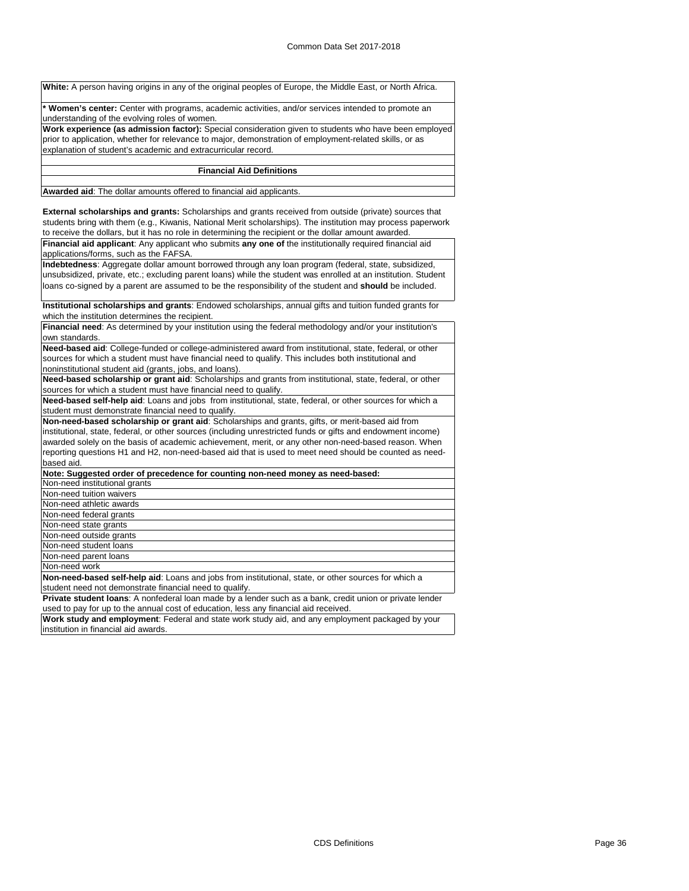**White:** A person having origins in any of the original peoples of Europe, the Middle East, or North Africa.

*** Women's center:** Center with programs, academic activities, and/or services intended to promote an understanding of the evolving roles of women.

**Work experience (as admission factor):** Special consideration given to students who have been employed prior to application, whether for relevance to major, demonstration of employment-related skills, or as explanation of student's academic and extracurricular record.

### Financial Aid Definitions

**Awarded aid**: The dollar amounts offered to financial aid applicants.

**External scholarships and grants:** Scholarships and grants received from outside (private) sources that students bring with them (e.g., Kiwanis, National Merit scholarships). The institution may process paperwork to receive the dollars, but it has no role in determining the recipient or the dollar amount awarded.

**Financial aid applicant**: Any applicant who submits **any one of** the institutionally required financial aid applications/forms, such as the FAFSA.

**Indebtedness**: Aggregate dollar amount borrowed through any loan program (federal, state, subsidized, unsubsidized, private, etc.; excluding parent loans) while the student was enrolled at an institution. Student loans co-signed by a parent are assumed to be the responsibility of the student and **should** be included.

**Institutional scholarships and grants**: Endowed scholarships, annual gifts and tuition funded grants for which the institution determines the recipient.

**Financial need**: As determined by your institution using the federal methodology and/or your institution's own standards.

**Need-based aid**: College-funded or college-administered award from institutional, state, federal, or other sources for which a student must have financial need to qualify. This includes both institutional and noninstitutional student aid (grants, jobs, and loans).

**Need-based scholarship or grant aid**: Scholarships and grants from institutional, state, federal, or other sources for which a student must have financial need to qualify.

**Need-based self-help aid**: Loans and jobs from institutional, state, federal, or other sources for which a student must demonstrate financial need to qualify.

**Non-need-based scholarship or grant aid**: Scholarships and grants, gifts, or merit-based aid from institutional, state, federal, or other sources (including unrestricted funds or gifts and endowment income) awarded solely on the basis of academic achievement, merit, or any other non-need-based reason. When reporting questions H1 and H2, non-need-based aid that is used to meet need should be counted as need-based aid.

**Note: Suggested order of precedence for counting non-need money as need-based:**

- Non-need institutional grants
- Non-need tuition waivers
- Non-need athletic awards
- Non-need federal grants
- Non-need state grants
- Non-need outside grants
- Non-need student loans
- Non-need parent loans
- Non-need work

**Non-need-based self-help aid**: Loans and jobs from institutional, state, or other sources for which a student need not demonstrate financial need to qualify.

**Private student loans**: A nonfederal loan made by a lender such as a bank, credit union or private lender used to pay for up to the annual cost of education, less any financial aid received.

**Work study and employment**: Federal and state work study aid, and any employment packaged by your institution in financial aid awards.